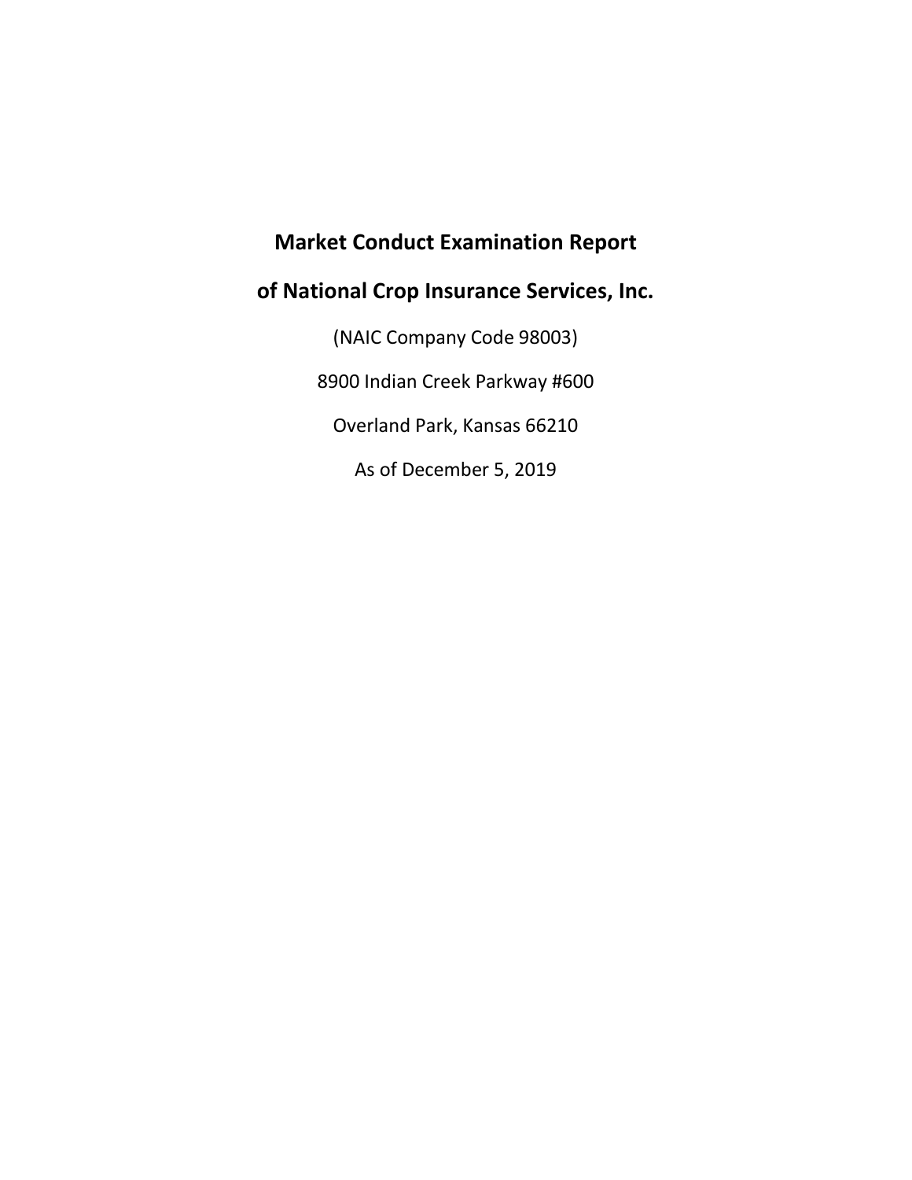# Market Conduct Examination Report

# of National Crop Insurance Services, Inc.

(NAIC Company Code 98003)

8900 Indian Creek Parkway #600

Overland Park, Kansas 66210

As of December 5, 2019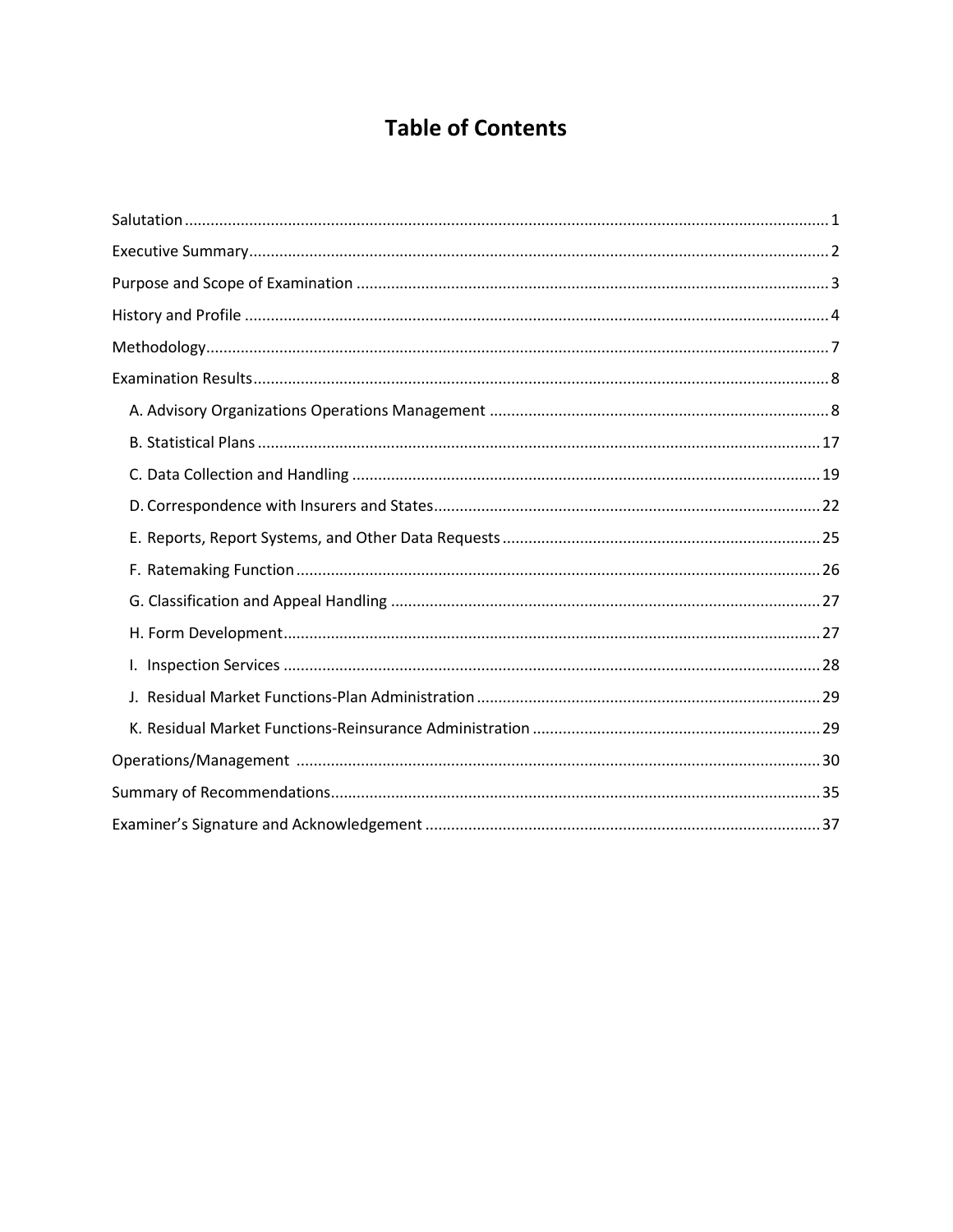# Table of Contents

Salutation ........................................................................................................................................ 1

Executive Summary.......................................................................................................................... 2

Purpose and Scope of Examination .................................................................................................. 3

History and Profile ........................................................................................................................... 4

Methodology.................................................................................................................................... 7

Examination Results......................................................................................................................... 8

- A. Advisory Organizations Operations Management ................................................................. 8
- B. Statistical Plans ...................................................................................................................... 17
- C. Data Collection and Handling ............................................................................................... 19
- D. Correspondence with Insurers and States............................................................................ 22
- E. Reports, Report Systems, and Other Data Requests ............................................................. 25
- F. Ratemaking Function ............................................................................................................. 26
- G. Classification and Appeal Handling ...................................................................................... 27
- H. Form Development............................................................................................................... 27
- I. Inspection Services ............................................................................................................... 28
- J. Residual Market Functions-Plan Administration ................................................................... 29
- K. Residual Market Functions-Reinsurance Administration ..................................................... 29

Operations/Management ............................................................................................................. 30

Summary of Recommendations..................................................................................................... 35

Examiner's Signature and Acknowledgement ............................................................................... 37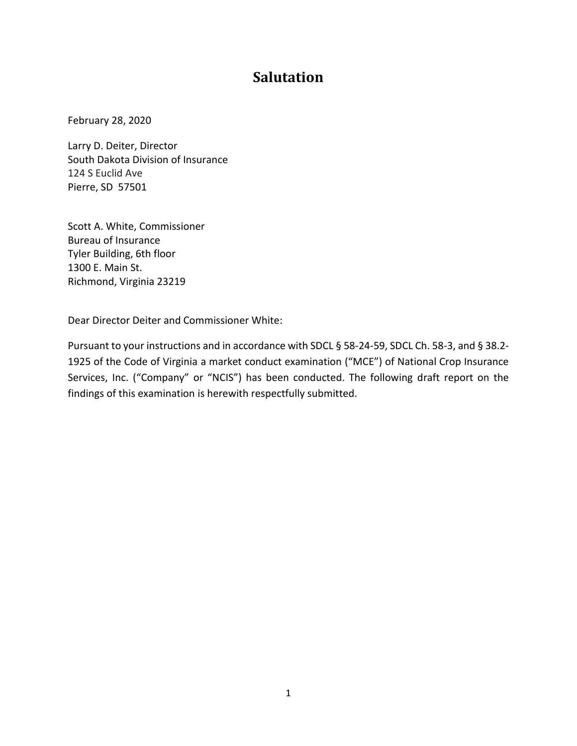# Salutation

February 28, 2020

Larry D. Deiter, Director
South Dakota Division of Insurance
124 S Euclid Ave
Pierre, SD 57501

Scott A. White, Commissioner
Bureau of Insurance
Tyler Building, 6th floor
1300 E. Main St.
Richmond, Virginia 23219

Dear Director Deiter and Commissioner White:

Pursuant to your instructions and in accordance with SDCL § 58-24-59, SDCL Ch. 58-3, and § 38.2-1925 of the Code of Virginia a market conduct examination ("MCE") of National Crop Insurance Services, Inc. ("Company" or "NCIS") has been conducted. The following draft report on the findings of this examination is herewith respectfully submitted.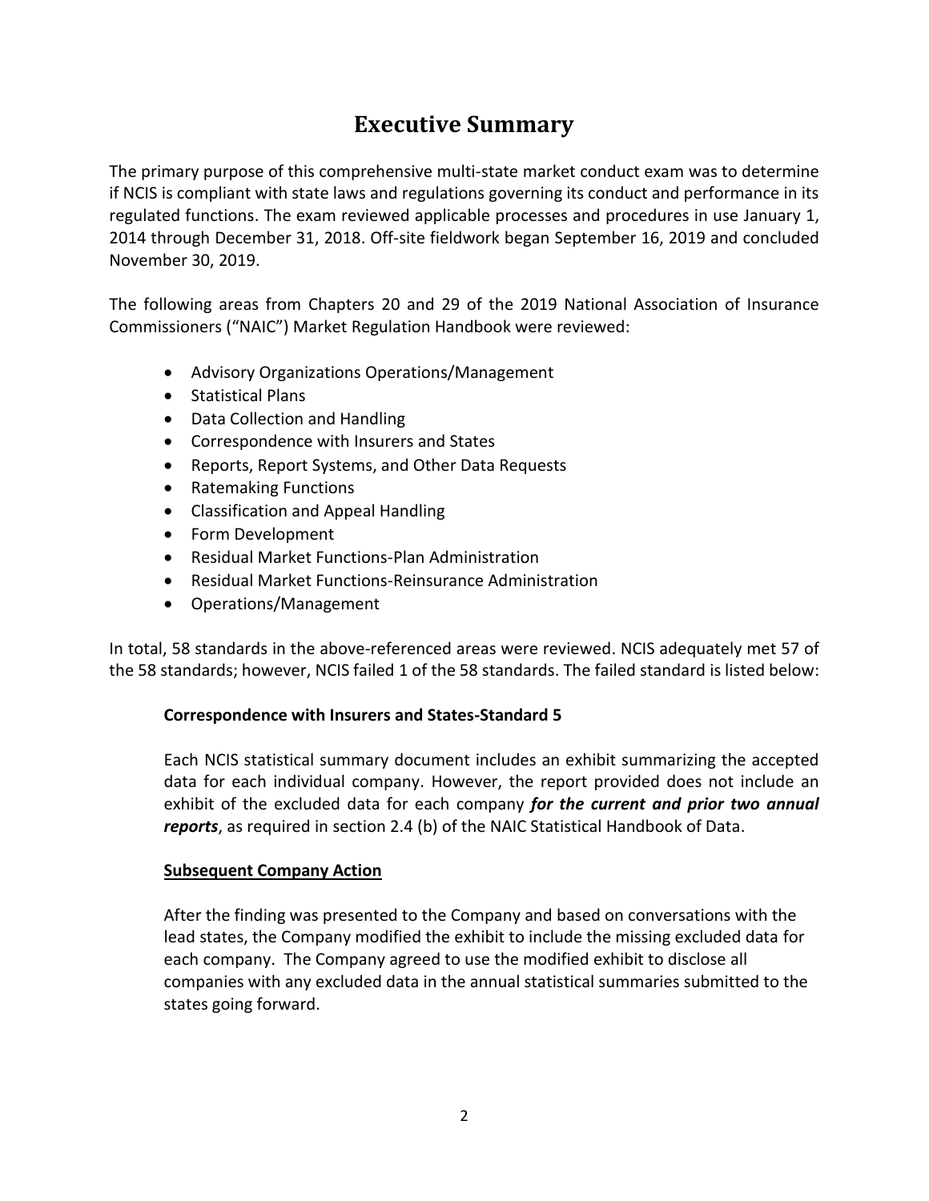# Executive Summary

The primary purpose of this comprehensive multi-state market conduct exam was to determine if NCIS is compliant with state laws and regulations governing its conduct and performance in its regulated functions. The exam reviewed applicable processes and procedures in use January 1, 2014 through December 31, 2018. Off-site fieldwork began September 16, 2019 and concluded November 30, 2019.

The following areas from Chapters 20 and 29 of the 2019 National Association of Insurance Commissioners ("NAIC") Market Regulation Handbook were reviewed:

- Advisory Organizations Operations/Management
- Statistical Plans
- Data Collection and Handling
- Correspondence with Insurers and States
- Reports, Report Systems, and Other Data Requests
- Ratemaking Functions
- Classification and Appeal Handling
- Form Development
- Residual Market Functions-Plan Administration
- Residual Market Functions-Reinsurance Administration
- Operations/Management

In total, 58 standards in the above-referenced areas were reviewed. NCIS adequately met 57 of the 58 standards; however, NCIS failed 1 of the 58 standards. The failed standard is listed below:

**Correspondence with Insurers and States-Standard 5**

Each NCIS statistical summary document includes an exhibit summarizing the accepted data for each individual company. However, the report provided does not include an exhibit of the excluded data for each company ***for the current and prior two annual reports***, as required in section 2.4 (b) of the NAIC Statistical Handbook of Data.

**Subsequent Company Action**

After the finding was presented to the Company and based on conversations with the lead states, the Company modified the exhibit to include the missing excluded data for each company. The Company agreed to use the modified exhibit to disclose all companies with any excluded data in the annual statistical summaries submitted to the states going forward.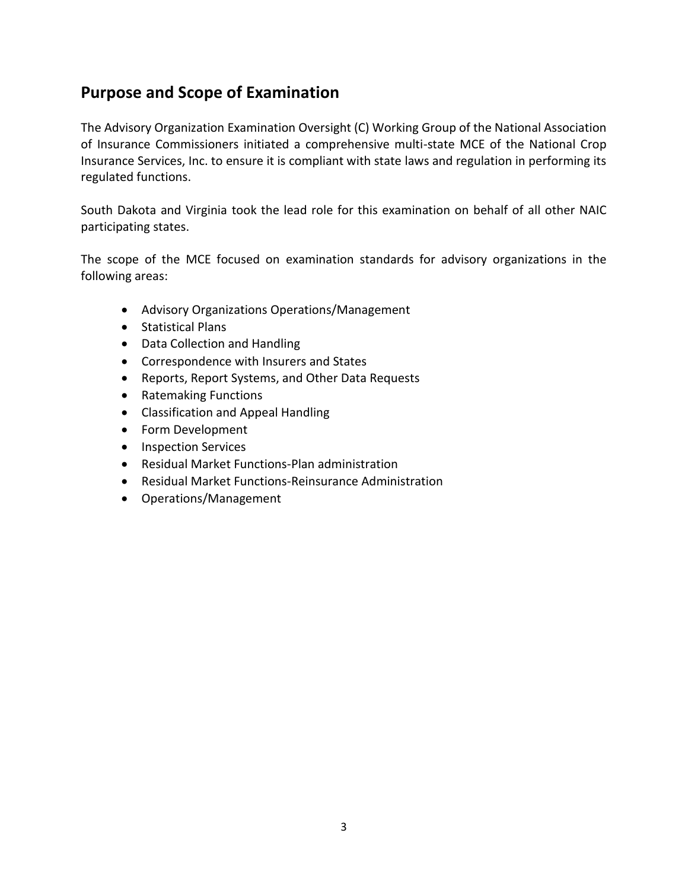## Purpose and Scope of Examination

The Advisory Organization Examination Oversight (C) Working Group of the National Association of Insurance Commissioners initiated a comprehensive multi-state MCE of the National Crop Insurance Services, Inc. to ensure it is compliant with state laws and regulation in performing its regulated functions.

South Dakota and Virginia took the lead role for this examination on behalf of all other NAIC participating states.

The scope of the MCE focused on examination standards for advisory organizations in the following areas:

- Advisory Organizations Operations/Management
- Statistical Plans
- Data Collection and Handling
- Correspondence with Insurers and States
- Reports, Report Systems, and Other Data Requests
- Ratemaking Functions
- Classification and Appeal Handling
- Form Development
- Inspection Services
- Residual Market Functions-Plan administration
- Residual Market Functions-Reinsurance Administration
- Operations/Management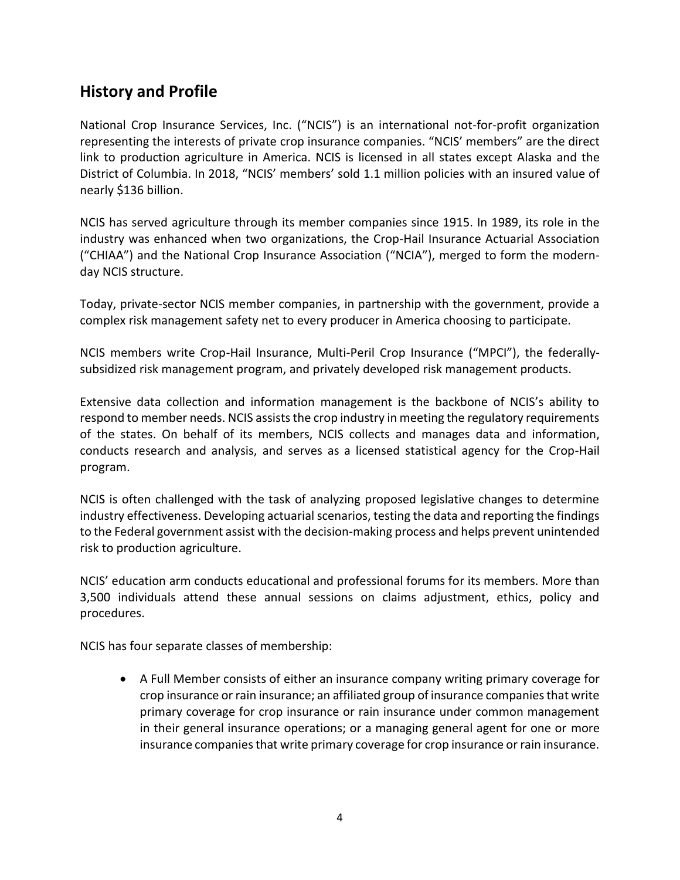## History and Profile

National Crop Insurance Services, Inc. ("NCIS") is an international not-for-profit organization representing the interests of private crop insurance companies. "NCIS' members" are the direct link to production agriculture in America. NCIS is licensed in all states except Alaska and the District of Columbia. In 2018, "NCIS' members' sold 1.1 million policies with an insured value of nearly $136 billion.

NCIS has served agriculture through its member companies since 1915. In 1989, its role in the industry was enhanced when two organizations, the Crop-Hail Insurance Actuarial Association ("CHIAA") and the National Crop Insurance Association ("NCIA"), merged to form the modern-day NCIS structure.

Today, private-sector NCIS member companies, in partnership with the government, provide a complex risk management safety net to every producer in America choosing to participate.

NCIS members write Crop-Hail Insurance, Multi-Peril Crop Insurance ("MPCI"), the federally-subsidized risk management program, and privately developed risk management products.

Extensive data collection and information management is the backbone of NCIS's ability to respond to member needs. NCIS assists the crop industry in meeting the regulatory requirements of the states. On behalf of its members, NCIS collects and manages data and information, conducts research and analysis, and serves as a licensed statistical agency for the Crop-Hail program.

NCIS is often challenged with the task of analyzing proposed legislative changes to determine industry effectiveness. Developing actuarial scenarios, testing the data and reporting the findings to the Federal government assist with the decision-making process and helps prevent unintended risk to production agriculture.

NCIS' education arm conducts educational and professional forums for its members. More than 3,500 individuals attend these annual sessions on claims adjustment, ethics, policy and procedures.

NCIS has four separate classes of membership:

- A Full Member consists of either an insurance company writing primary coverage for crop insurance or rain insurance; an affiliated group of insurance companies that write primary coverage for crop insurance or rain insurance under common management in their general insurance operations; or a managing general agent for one or more insurance companies that write primary coverage for crop insurance or rain insurance.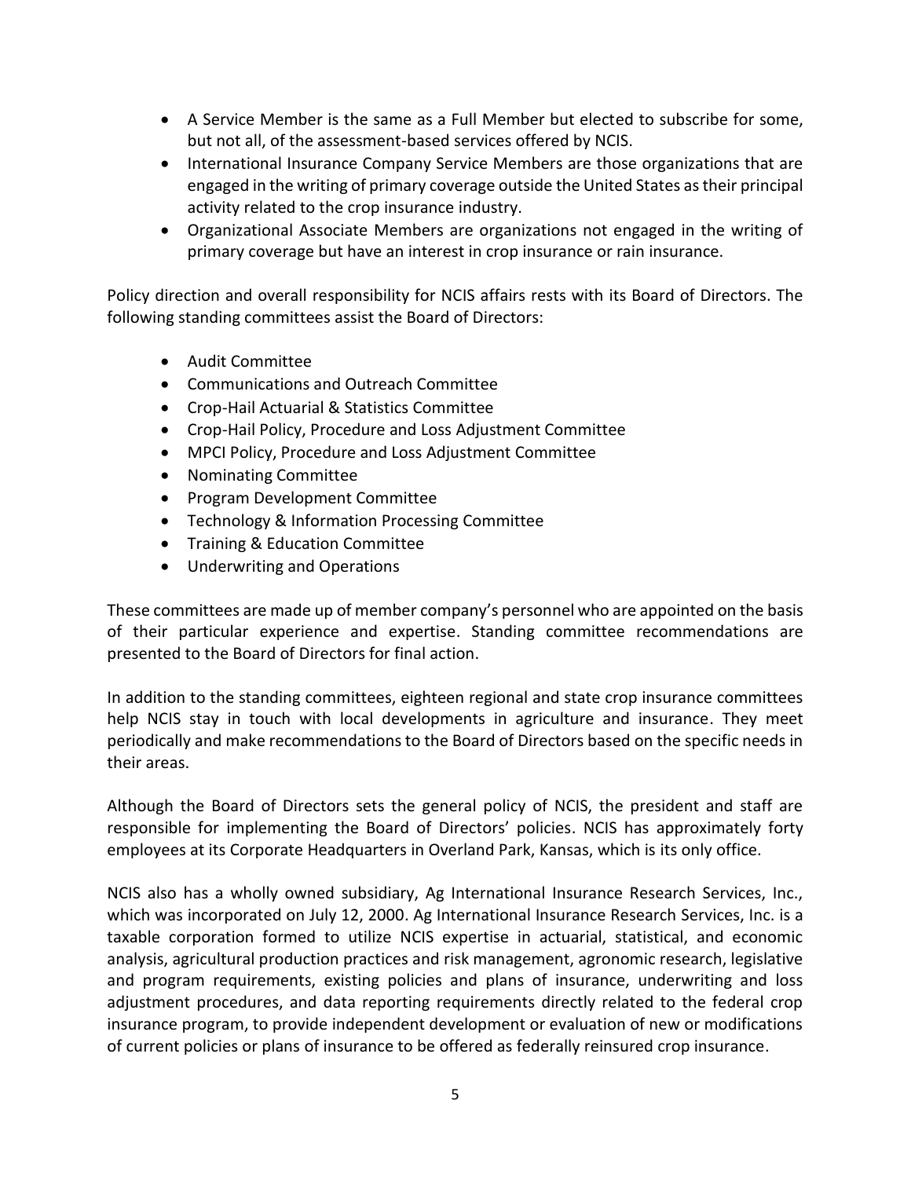- A Service Member is the same as a Full Member but elected to subscribe for some, but not all, of the assessment-based services offered by NCIS.
- International Insurance Company Service Members are those organizations that are engaged in the writing of primary coverage outside the United States as their principal activity related to the crop insurance industry.
- Organizational Associate Members are organizations not engaged in the writing of primary coverage but have an interest in crop insurance or rain insurance.

Policy direction and overall responsibility for NCIS affairs rests with its Board of Directors. The following standing committees assist the Board of Directors:

- Audit Committee
- Communications and Outreach Committee
- Crop-Hail Actuarial & Statistics Committee
- Crop-Hail Policy, Procedure and Loss Adjustment Committee
- MPCI Policy, Procedure and Loss Adjustment Committee
- Nominating Committee
- Program Development Committee
- Technology & Information Processing Committee
- Training & Education Committee
- Underwriting and Operations

These committees are made up of member company's personnel who are appointed on the basis of their particular experience and expertise. Standing committee recommendations are presented to the Board of Directors for final action.

In addition to the standing committees, eighteen regional and state crop insurance committees help NCIS stay in touch with local developments in agriculture and insurance. They meet periodically and make recommendations to the Board of Directors based on the specific needs in their areas.

Although the Board of Directors sets the general policy of NCIS, the president and staff are responsible for implementing the Board of Directors' policies. NCIS has approximately forty employees at its Corporate Headquarters in Overland Park, Kansas, which is its only office.

NCIS also has a wholly owned subsidiary, Ag International Insurance Research Services, Inc., which was incorporated on July 12, 2000. Ag International Insurance Research Services, Inc. is a taxable corporation formed to utilize NCIS expertise in actuarial, statistical, and economic analysis, agricultural production practices and risk management, agronomic research, legislative and program requirements, existing policies and plans of insurance, underwriting and loss adjustment procedures, and data reporting requirements directly related to the federal crop insurance program, to provide independent development or evaluation of new or modifications of current policies or plans of insurance to be offered as federally reinsured crop insurance.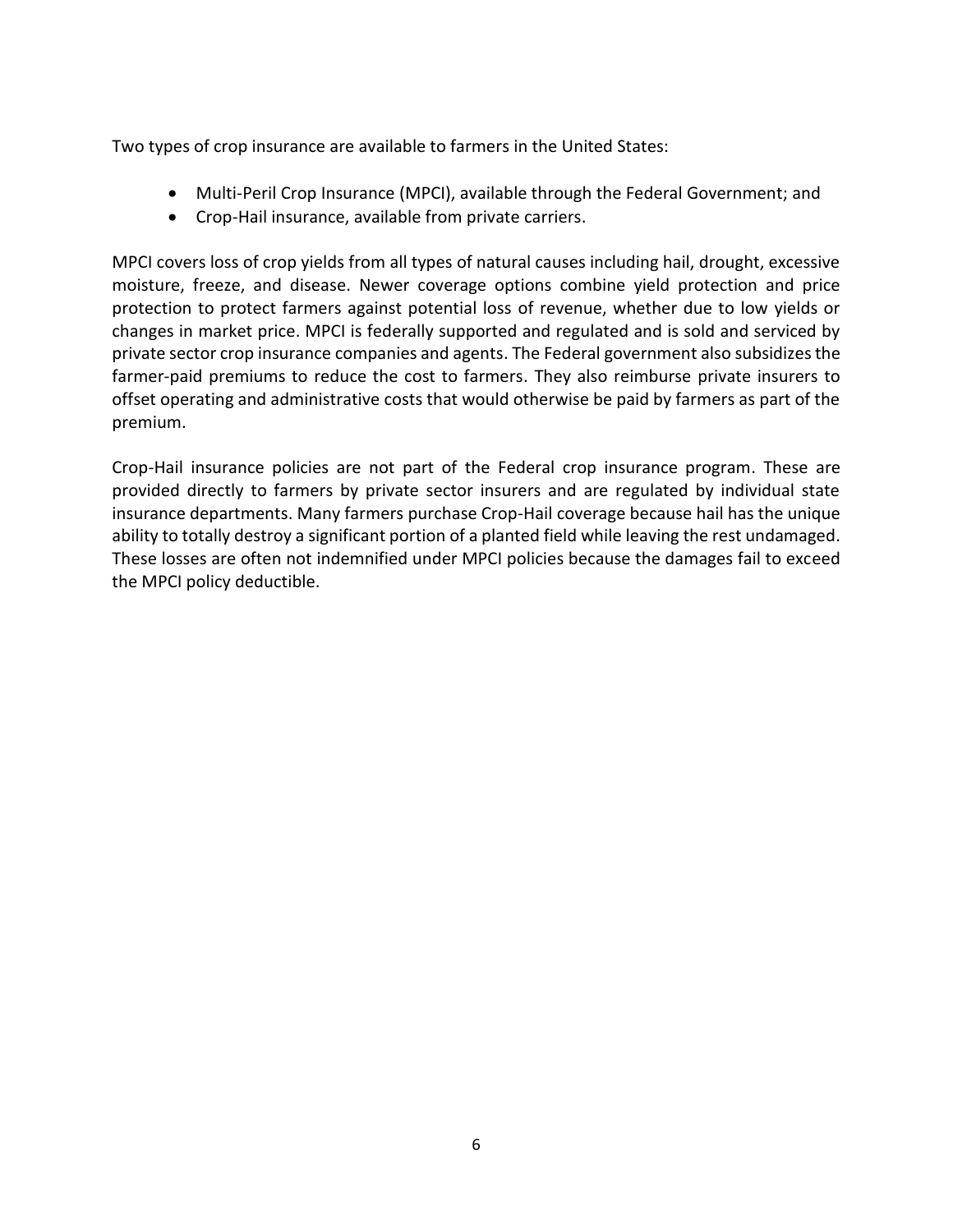Two types of crop insurance are available to farmers in the United States:

- Multi-Peril Crop Insurance (MPCI), available through the Federal Government; and
- Crop-Hail insurance, available from private carriers.

MPCI covers loss of crop yields from all types of natural causes including hail, drought, excessive moisture, freeze, and disease. Newer coverage options combine yield protection and price protection to protect farmers against potential loss of revenue, whether due to low yields or changes in market price. MPCI is federally supported and regulated and is sold and serviced by private sector crop insurance companies and agents. The Federal government also subsidizes the farmer-paid premiums to reduce the cost to farmers. They also reimburse private insurers to offset operating and administrative costs that would otherwise be paid by farmers as part of the premium.

Crop-Hail insurance policies are not part of the Federal crop insurance program. These are provided directly to farmers by private sector insurers and are regulated by individual state insurance departments. Many farmers purchase Crop-Hail coverage because hail has the unique ability to totally destroy a significant portion of a planted field while leaving the rest undamaged. These losses are often not indemnified under MPCI policies because the damages fail to exceed the MPCI policy deductible.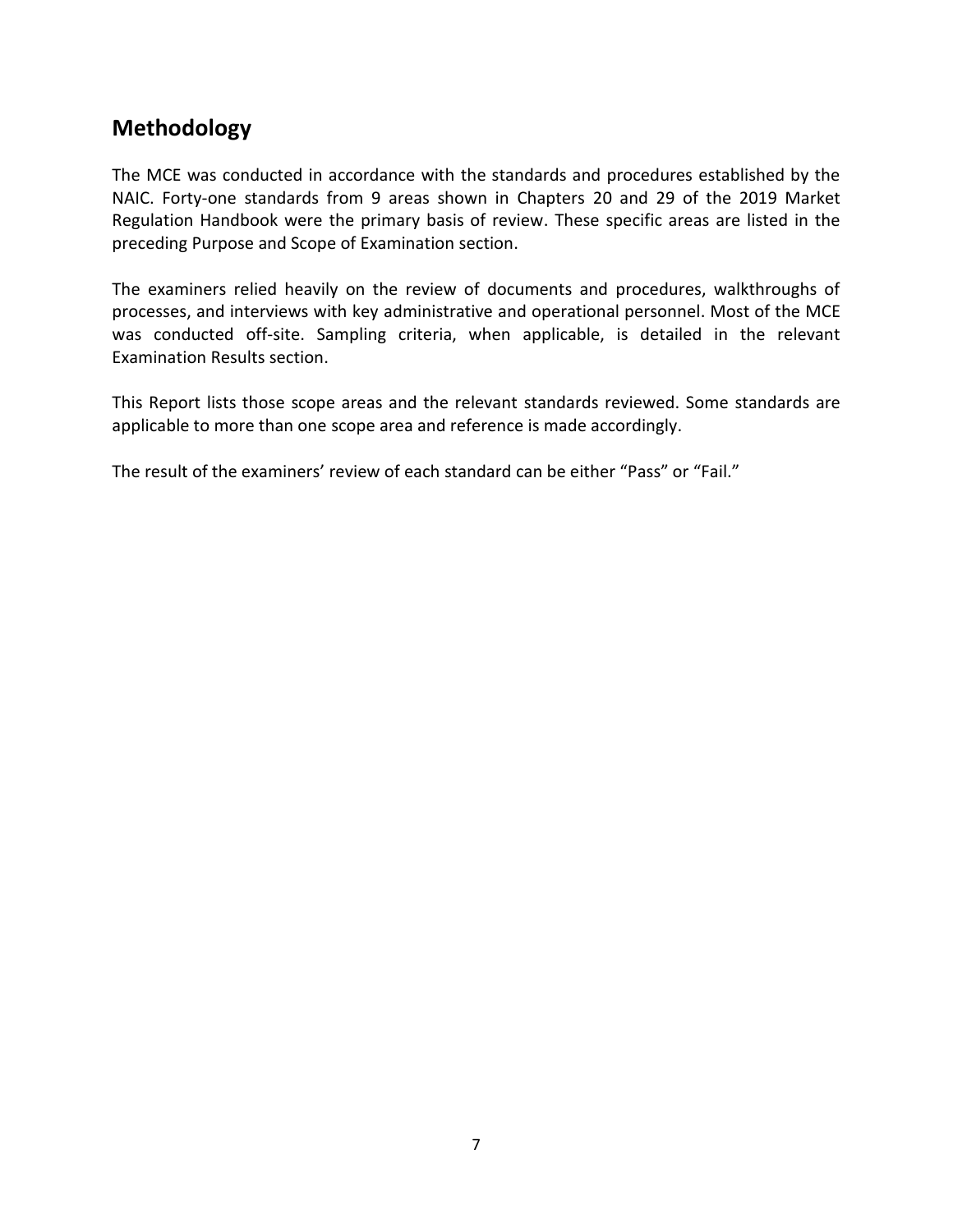## Methodology

The MCE was conducted in accordance with the standards and procedures established by the NAIC. Forty-one standards from 9 areas shown in Chapters 20 and 29 of the 2019 Market Regulation Handbook were the primary basis of review. These specific areas are listed in the preceding Purpose and Scope of Examination section.

The examiners relied heavily on the review of documents and procedures, walkthroughs of processes, and interviews with key administrative and operational personnel. Most of the MCE was conducted off-site. Sampling criteria, when applicable, is detailed in the relevant Examination Results section.

This Report lists those scope areas and the relevant standards reviewed. Some standards are applicable to more than one scope area and reference is made accordingly.

The result of the examiners' review of each standard can be either "Pass" or "Fail."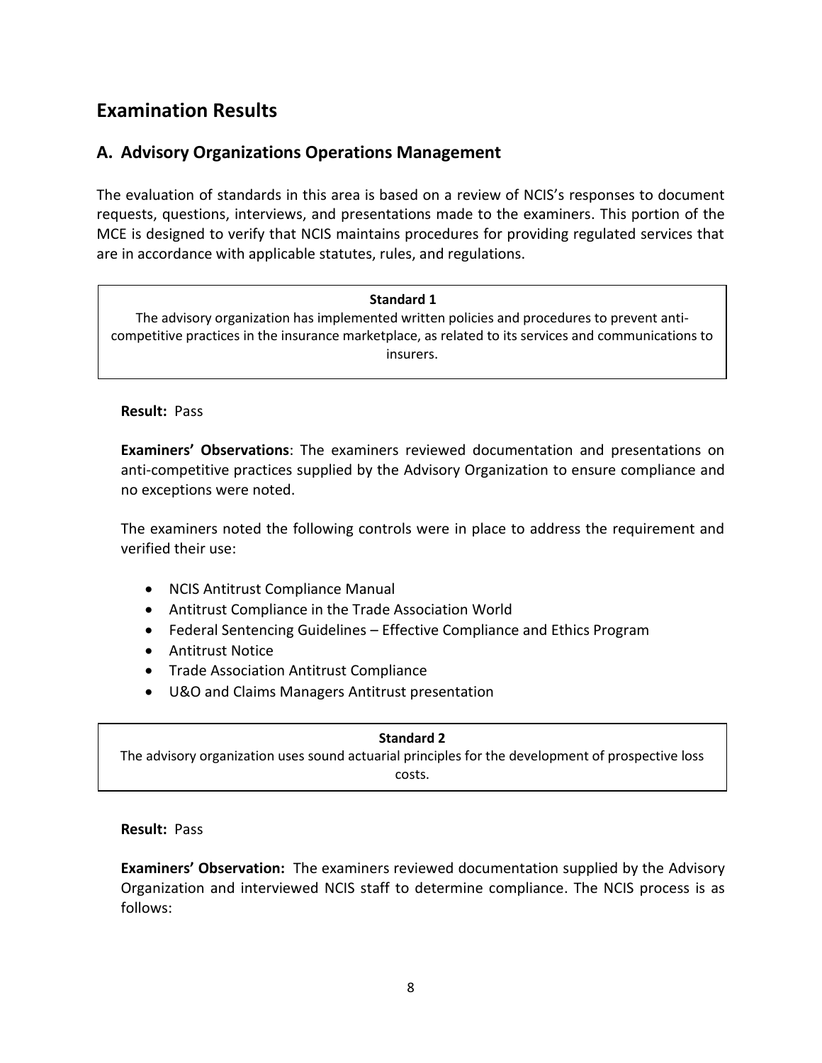## Examination Results

### A. Advisory Organizations Operations Management

The evaluation of standards in this area is based on a review of NCIS's responses to document requests, questions, interviews, and presentations made to the examiners. This portion of the MCE is designed to verify that NCIS maintains procedures for providing regulated services that are in accordance with applicable statutes, rules, and regulations.

> **Standard 1**
> The advisory organization has implemented written policies and procedures to prevent anti-competitive practices in the insurance marketplace, as related to its services and communications to insurers.

**Result:** Pass

**Examiners' Observations**: The examiners reviewed documentation and presentations on anti-competitive practices supplied by the Advisory Organization to ensure compliance and no exceptions were noted.

The examiners noted the following controls were in place to address the requirement and verified their use:

- NCIS Antitrust Compliance Manual
- Antitrust Compliance in the Trade Association World
- Federal Sentencing Guidelines – Effective Compliance and Ethics Program
- Antitrust Notice
- Trade Association Antitrust Compliance
- U&O and Claims Managers Antitrust presentation

> **Standard 2**
> The advisory organization uses sound actuarial principles for the development of prospective loss costs.

**Result:** Pass

**Examiners' Observation:** The examiners reviewed documentation supplied by the Advisory Organization and interviewed NCIS staff to determine compliance. The NCIS process is as follows: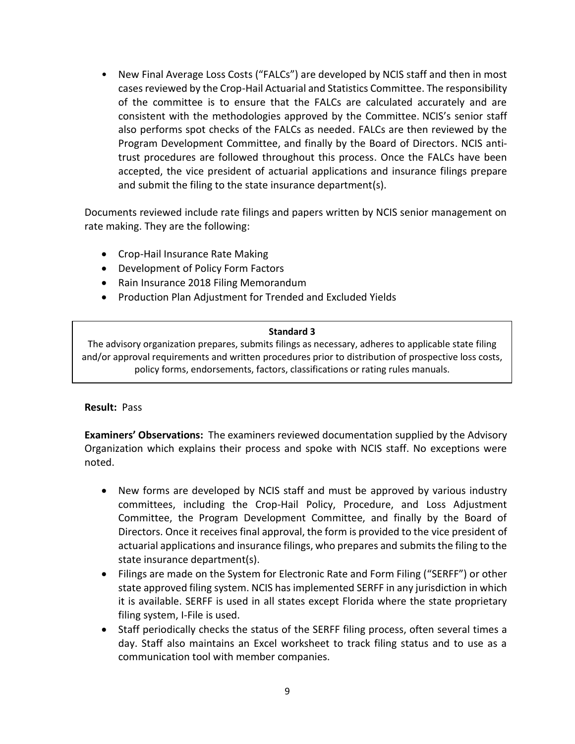- New Final Average Loss Costs ("FALCs") are developed by NCIS staff and then in most cases reviewed by the Crop-Hail Actuarial and Statistics Committee. The responsibility of the committee is to ensure that the FALCs are calculated accurately and are consistent with the methodologies approved by the Committee. NCIS's senior staff also performs spot checks of the FALCs as needed. FALCs are then reviewed by the Program Development Committee, and finally by the Board of Directors. NCIS anti-trust procedures are followed throughout this process. Once the FALCs have been accepted, the vice president of actuarial applications and insurance filings prepare and submit the filing to the state insurance department(s).

Documents reviewed include rate filings and papers written by NCIS senior management on rate making. They are the following:

- Crop-Hail Insurance Rate Making
- Development of Policy Form Factors
- Rain Insurance 2018 Filing Memorandum
- Production Plan Adjustment for Trended and Excluded Yields

**Standard 3**

The advisory organization prepares, submits filings as necessary, adheres to applicable state filing and/or approval requirements and written procedures prior to distribution of prospective loss costs, policy forms, endorsements, factors, classifications or rating rules manuals.

**Result:** Pass

**Examiners' Observations:** The examiners reviewed documentation supplied by the Advisory Organization which explains their process and spoke with NCIS staff. No exceptions were noted.

- New forms are developed by NCIS staff and must be approved by various industry committees, including the Crop-Hail Policy, Procedure, and Loss Adjustment Committee, the Program Development Committee, and finally by the Board of Directors. Once it receives final approval, the form is provided to the vice president of actuarial applications and insurance filings, who prepares and submits the filing to the state insurance department(s).
- Filings are made on the System for Electronic Rate and Form Filing ("SERFF") or other state approved filing system. NCIS has implemented SERFF in any jurisdiction in which it is available. SERFF is used in all states except Florida where the state proprietary filing system, I-File is used.
- Staff periodically checks the status of the SERFF filing process, often several times a day. Staff also maintains an Excel worksheet to track filing status and to use as a communication tool with member companies.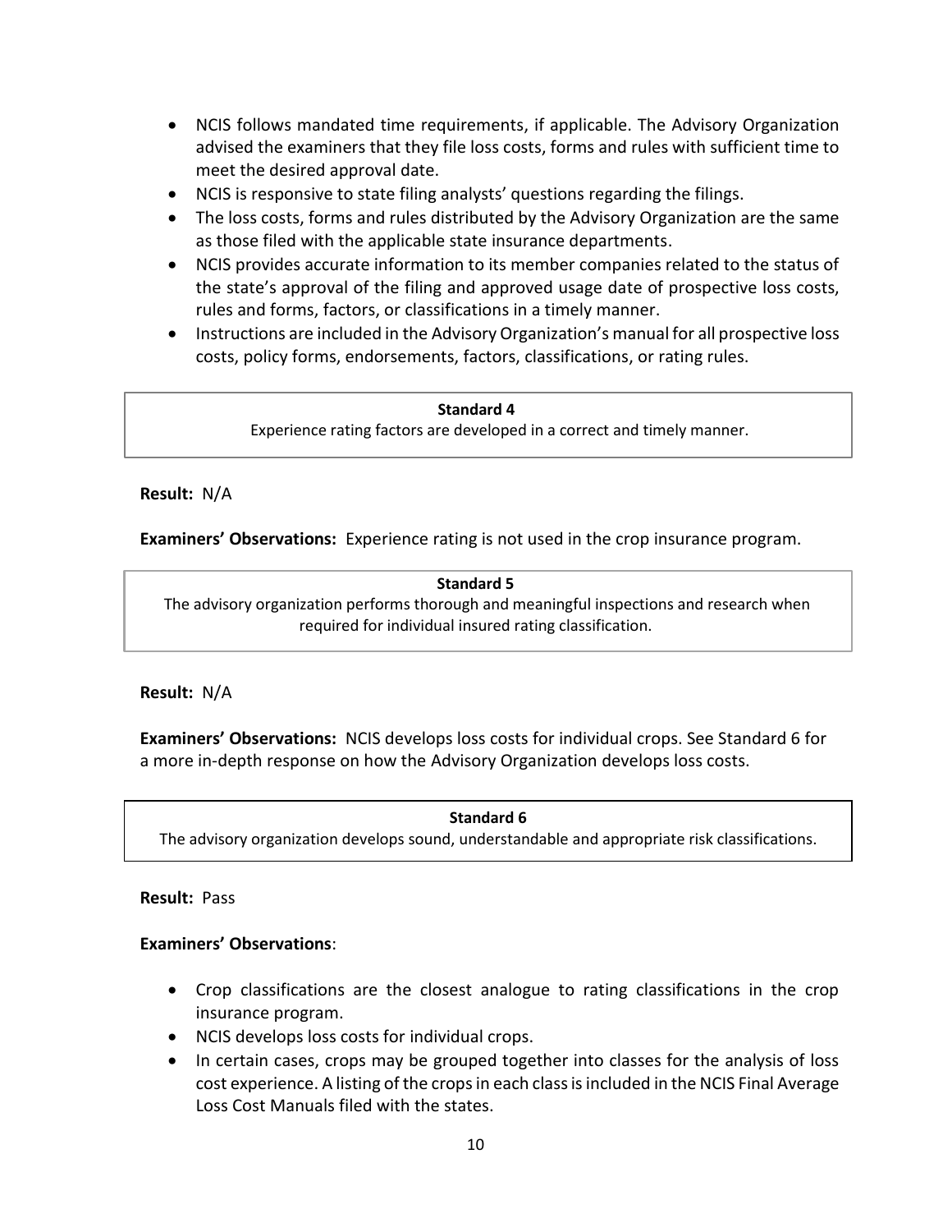- NCIS follows mandated time requirements, if applicable. The Advisory Organization advised the examiners that they file loss costs, forms and rules with sufficient time to meet the desired approval date.
- NCIS is responsive to state filing analysts' questions regarding the filings.
- The loss costs, forms and rules distributed by the Advisory Organization are the same as those filed with the applicable state insurance departments.
- NCIS provides accurate information to its member companies related to the status of the state's approval of the filing and approved usage date of prospective loss costs, rules and forms, factors, or classifications in a timely manner.
- Instructions are included in the Advisory Organization's manual for all prospective loss costs, policy forms, endorsements, factors, classifications, or rating rules.

**Standard 4**

Experience rating factors are developed in a correct and timely manner.

**Result:** N/A

**Examiners' Observations:** Experience rating is not used in the crop insurance program.

**Standard 5**

The advisory organization performs thorough and meaningful inspections and research when required for individual insured rating classification.

**Result:** N/A

**Examiners' Observations:** NCIS develops loss costs for individual crops. See Standard 6 for a more in-depth response on how the Advisory Organization develops loss costs.

**Standard 6**

The advisory organization develops sound, understandable and appropriate risk classifications.

**Result:** Pass

**Examiners' Observations**:

- Crop classifications are the closest analogue to rating classifications in the crop insurance program.
- NCIS develops loss costs for individual crops.
- In certain cases, crops may be grouped together into classes for the analysis of loss cost experience. A listing of the crops in each class is included in the NCIS Final Average Loss Cost Manuals filed with the states.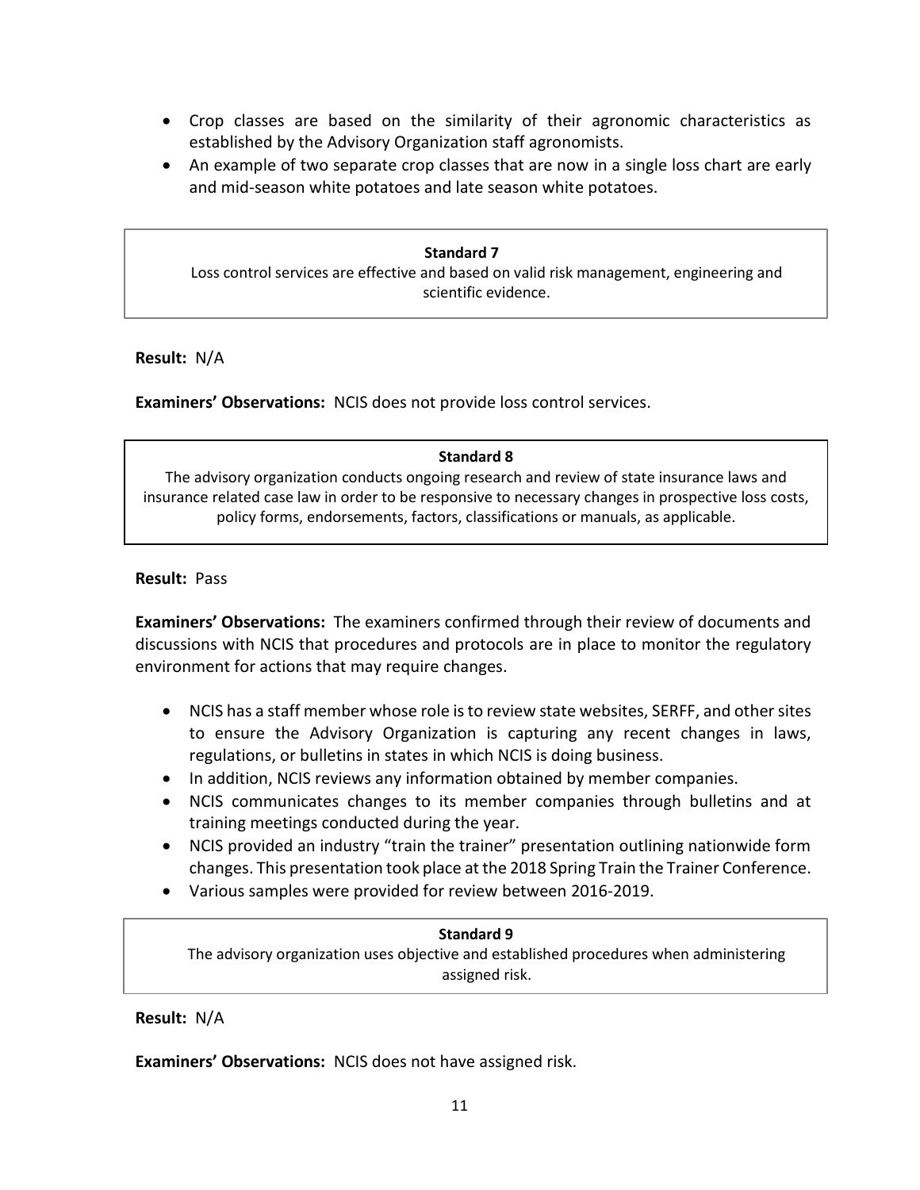- Crop classes are based on the similarity of their agronomic characteristics as established by the Advisory Organization staff agronomists.
- An example of two separate crop classes that are now in a single loss chart are early and mid-season white potatoes and late season white potatoes.

**Standard 7**

Loss control services are effective and based on valid risk management, engineering and scientific evidence.

**Result:** N/A

**Examiners' Observations:** NCIS does not provide loss control services.

**Standard 8**

The advisory organization conducts ongoing research and review of state insurance laws and insurance related case law in order to be responsive to necessary changes in prospective loss costs, policy forms, endorsements, factors, classifications or manuals, as applicable.

**Result:** Pass

**Examiners' Observations:** The examiners confirmed through their review of documents and discussions with NCIS that procedures and protocols are in place to monitor the regulatory environment for actions that may require changes.

- NCIS has a staff member whose role is to review state websites, SERFF, and other sites to ensure the Advisory Organization is capturing any recent changes in laws, regulations, or bulletins in states in which NCIS is doing business.
- In addition, NCIS reviews any information obtained by member companies.
- NCIS communicates changes to its member companies through bulletins and at training meetings conducted during the year.
- NCIS provided an industry "train the trainer" presentation outlining nationwide form changes. This presentation took place at the 2018 Spring Train the Trainer Conference.
- Various samples were provided for review between 2016-2019.

**Standard 9**

The advisory organization uses objective and established procedures when administering assigned risk.

**Result:** N/A

**Examiners' Observations:** NCIS does not have assigned risk.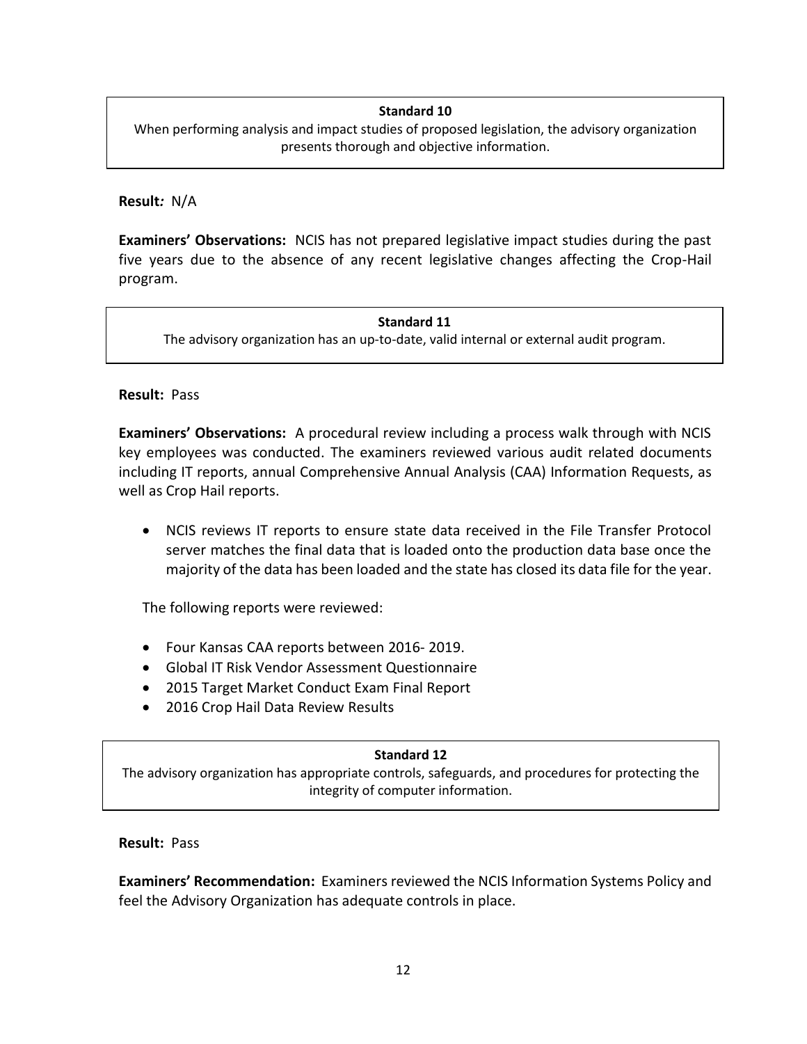**Standard 10**

When performing analysis and impact studies of proposed legislation, the advisory organization presents thorough and objective information.

**Result***:* N/A

**Examiners' Observations:** NCIS has not prepared legislative impact studies during the past five years due to the absence of any recent legislative changes affecting the Crop-Hail program.

**Standard 11**

The advisory organization has an up-to-date, valid internal or external audit program.

**Result:** Pass

**Examiners' Observations:** A procedural review including a process walk through with NCIS key employees was conducted. The examiners reviewed various audit related documents including IT reports, annual Comprehensive Annual Analysis (CAA) Information Requests, as well as Crop Hail reports.

- NCIS reviews IT reports to ensure state data received in the File Transfer Protocol server matches the final data that is loaded onto the production data base once the majority of the data has been loaded and the state has closed its data file for the year.

The following reports were reviewed:

- Four Kansas CAA reports between 2016- 2019.
- Global IT Risk Vendor Assessment Questionnaire
- 2015 Target Market Conduct Exam Final Report
- 2016 Crop Hail Data Review Results

**Standard 12**

The advisory organization has appropriate controls, safeguards, and procedures for protecting the integrity of computer information.

**Result:** Pass

**Examiners' Recommendation:** Examiners reviewed the NCIS Information Systems Policy and feel the Advisory Organization has adequate controls in place.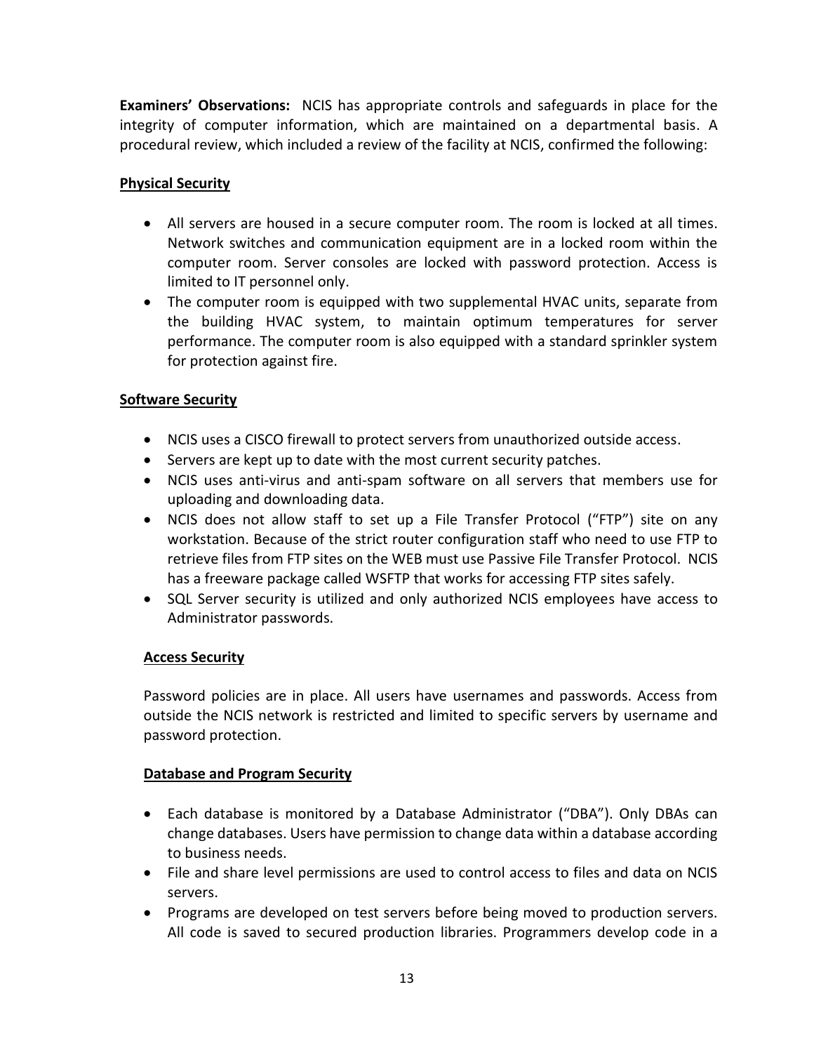**Examiners' Observations:** NCIS has appropriate controls and safeguards in place for the integrity of computer information, which are maintained on a departmental basis. A procedural review, which included a review of the facility at NCIS, confirmed the following:

**Physical Security**

- All servers are housed in a secure computer room. The room is locked at all times. Network switches and communication equipment are in a locked room within the computer room. Server consoles are locked with password protection. Access is limited to IT personnel only.
- The computer room is equipped with two supplemental HVAC units, separate from the building HVAC system, to maintain optimum temperatures for server performance. The computer room is also equipped with a standard sprinkler system for protection against fire.

**Software Security**

- NCIS uses a CISCO firewall to protect servers from unauthorized outside access.
- Servers are kept up to date with the most current security patches.
- NCIS uses anti-virus and anti-spam software on all servers that members use for uploading and downloading data.
- NCIS does not allow staff to set up a File Transfer Protocol ("FTP") site on any workstation. Because of the strict router configuration staff who need to use FTP to retrieve files from FTP sites on the WEB must use Passive File Transfer Protocol. NCIS has a freeware package called WSFTP that works for accessing FTP sites safely.
- SQL Server security is utilized and only authorized NCIS employees have access to Administrator passwords.

**Access Security**

Password policies are in place. All users have usernames and passwords. Access from outside the NCIS network is restricted and limited to specific servers by username and password protection.

**Database and Program Security**

- Each database is monitored by a Database Administrator ("DBA"). Only DBAs can change databases. Users have permission to change data within a database according to business needs.
- File and share level permissions are used to control access to files and data on NCIS servers.
- Programs are developed on test servers before being moved to production servers. All code is saved to secured production libraries. Programmers develop code in a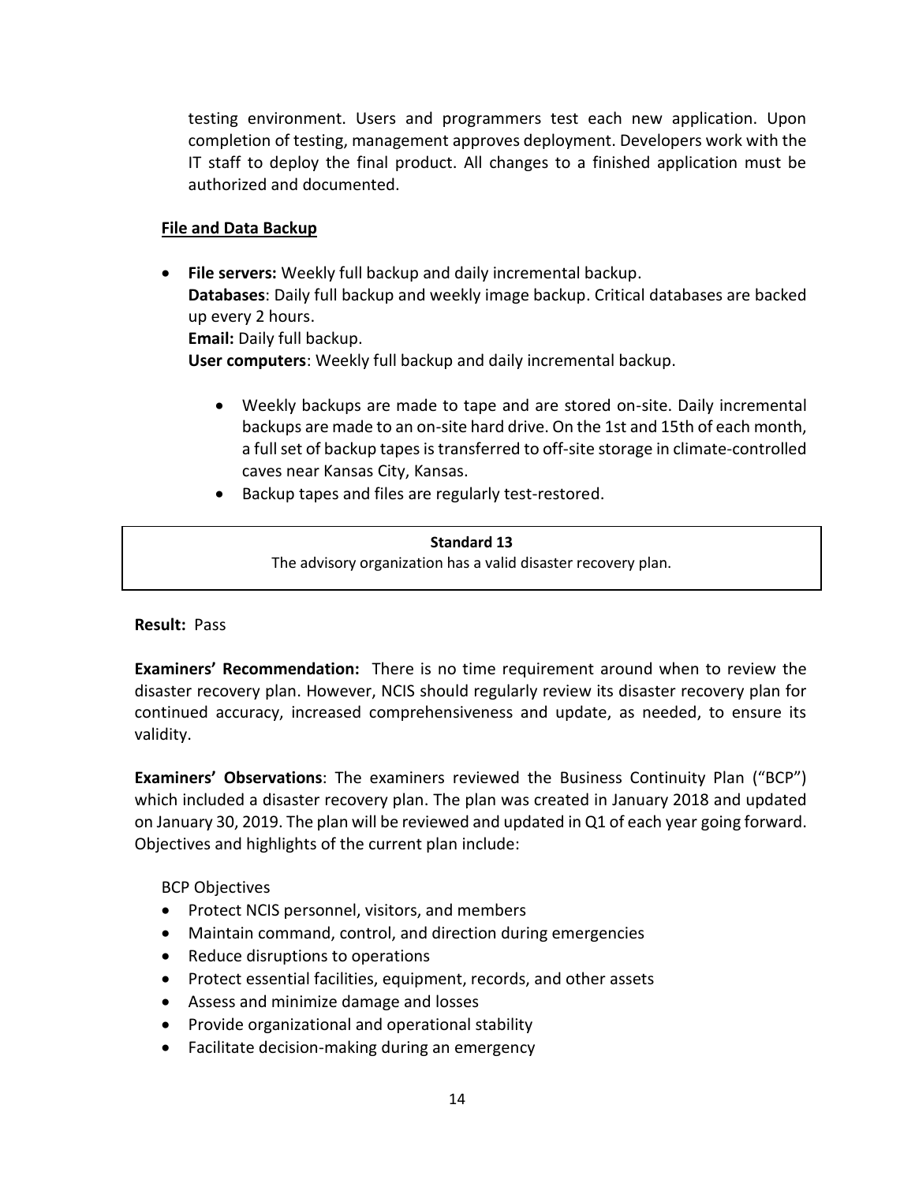testing environment. Users and programmers test each new application. Upon completion of testing, management approves deployment. Developers work with the IT staff to deploy the final product. All changes to a finished application must be authorized and documented.

**File and Data Backup**

- **File servers:** Weekly full backup and daily incremental backup.
  **Databases**: Daily full backup and weekly image backup. Critical databases are backed up every 2 hours.
  **Email:** Daily full backup.
  **User computers**: Weekly full backup and daily incremental backup.
    - Weekly backups are made to tape and are stored on-site. Daily incremental backups are made to an on-site hard drive. On the 1st and 15th of each month, a full set of backup tapes is transferred to off-site storage in climate-controlled caves near Kansas City, Kansas.
    - Backup tapes and files are regularly test-restored.

| **Standard 13** |
|---|
| The advisory organization has a valid disaster recovery plan. |

**Result:** Pass

**Examiners' Recommendation:** There is no time requirement around when to review the disaster recovery plan. However, NCIS should regularly review its disaster recovery plan for continued accuracy, increased comprehensiveness and update, as needed, to ensure its validity.

**Examiners' Observations**: The examiners reviewed the Business Continuity Plan ("BCP") which included a disaster recovery plan. The plan was created in January 2018 and updated on January 30, 2019. The plan will be reviewed and updated in Q1 of each year going forward. Objectives and highlights of the current plan include:

BCP Objectives

- Protect NCIS personnel, visitors, and members
- Maintain command, control, and direction during emergencies
- Reduce disruptions to operations
- Protect essential facilities, equipment, records, and other assets
- Assess and minimize damage and losses
- Provide organizational and operational stability
- Facilitate decision-making during an emergency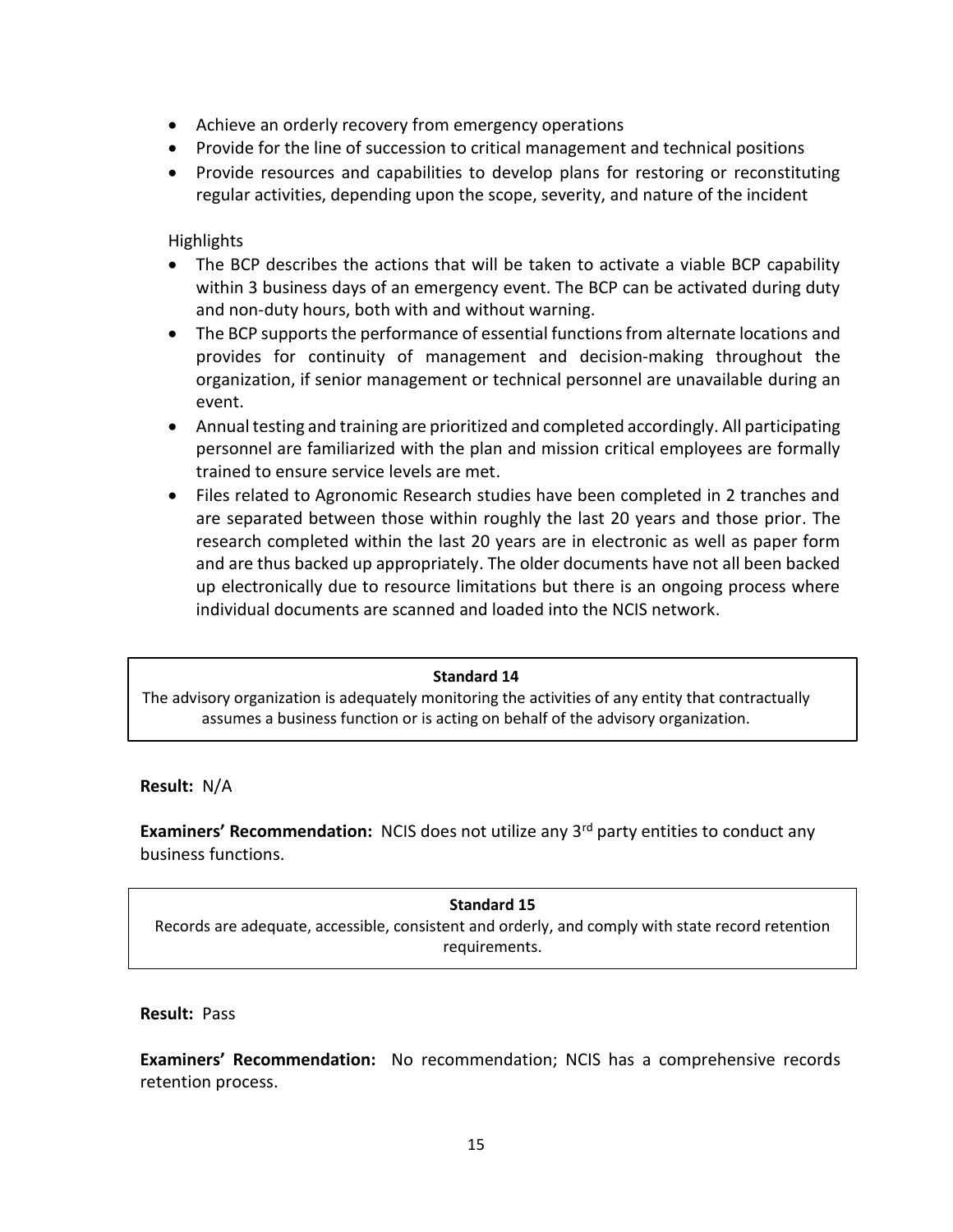- Achieve an orderly recovery from emergency operations
- Provide for the line of succession to critical management and technical positions
- Provide resources and capabilities to develop plans for restoring or reconstituting regular activities, depending upon the scope, severity, and nature of the incident

Highlights

- The BCP describes the actions that will be taken to activate a viable BCP capability within 3 business days of an emergency event. The BCP can be activated during duty and non-duty hours, both with and without warning.
- The BCP supports the performance of essential functions from alternate locations and provides for continuity of management and decision-making throughout the organization, if senior management or technical personnel are unavailable during an event.
- Annual testing and training are prioritized and completed accordingly. All participating personnel are familiarized with the plan and mission critical employees are formally trained to ensure service levels are met.
- Files related to Agronomic Research studies have been completed in 2 tranches and are separated between those within roughly the last 20 years and those prior. The research completed within the last 20 years are in electronic as well as paper form and are thus backed up appropriately. The older documents have not all been backed up electronically due to resource limitations but there is an ongoing process where individual documents are scanned and loaded into the NCIS network.

**Standard 14**

The advisory organization is adequately monitoring the activities of any entity that contractually assumes a business function or is acting on behalf of the advisory organization.

**Result:** N/A

**Examiners' Recommendation:** NCIS does not utilize any 3rd party entities to conduct any business functions.

**Standard 15**

Records are adequate, accessible, consistent and orderly, and comply with state record retention requirements.

**Result:** Pass

**Examiners' Recommendation:** No recommendation; NCIS has a comprehensive records retention process.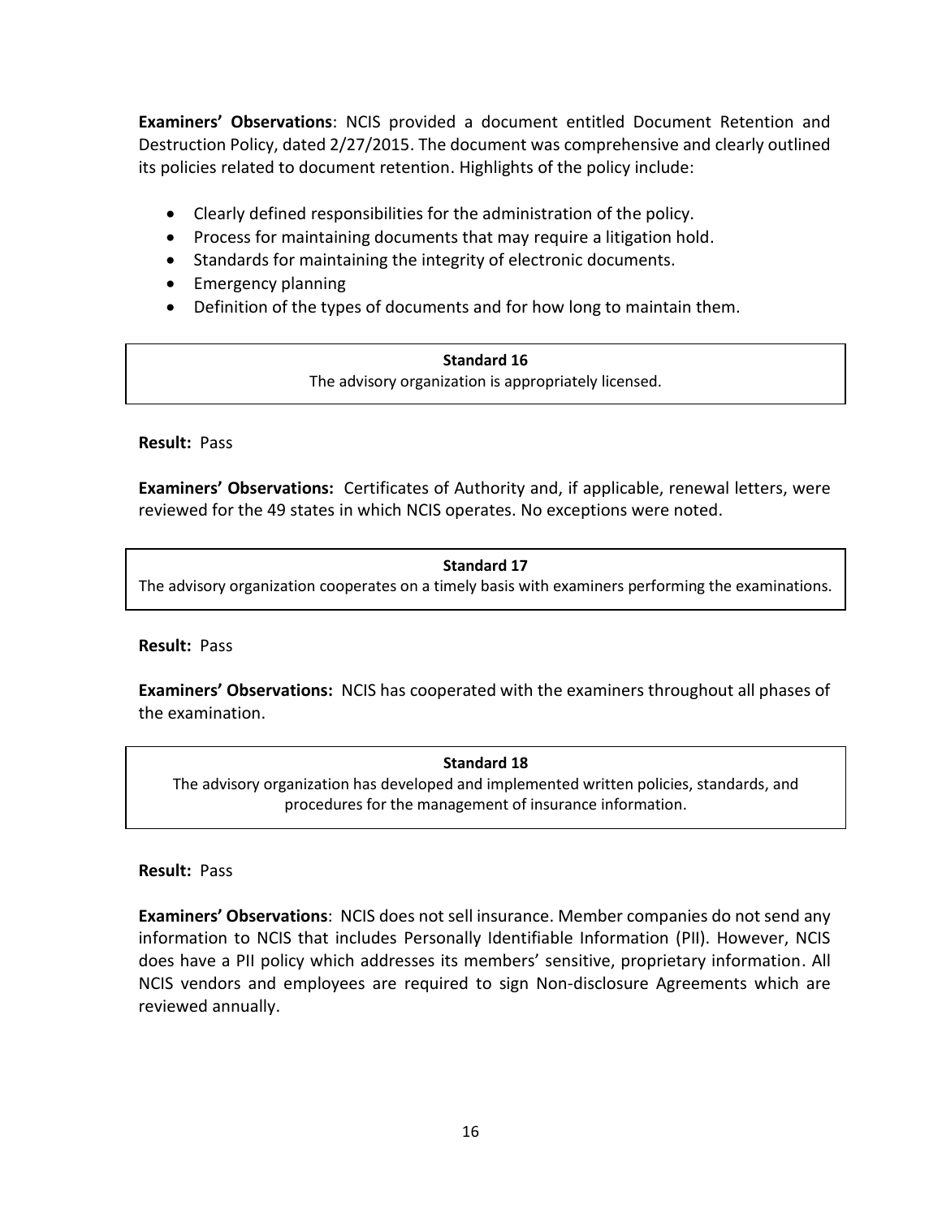**Examiners' Observations**: NCIS provided a document entitled Document Retention and Destruction Policy, dated 2/27/2015. The document was comprehensive and clearly outlined its policies related to document retention. Highlights of the policy include:

- Clearly defined responsibilities for the administration of the policy.
- Process for maintaining documents that may require a litigation hold.
- Standards for maintaining the integrity of electronic documents.
- Emergency planning
- Definition of the types of documents and for how long to maintain them.

**Standard 16**

The advisory organization is appropriately licensed.

**Result:** Pass

**Examiners' Observations:** Certificates of Authority and, if applicable, renewal letters, were reviewed for the 49 states in which NCIS operates. No exceptions were noted.

**Standard 17**

The advisory organization cooperates on a timely basis with examiners performing the examinations.

**Result:** Pass

**Examiners' Observations:** NCIS has cooperated with the examiners throughout all phases of the examination.

**Standard 18**

The advisory organization has developed and implemented written policies, standards, and procedures for the management of insurance information.

**Result:** Pass

**Examiners' Observations**: NCIS does not sell insurance. Member companies do not send any information to NCIS that includes Personally Identifiable Information (PII). However, NCIS does have a PII policy which addresses its members' sensitive, proprietary information. All NCIS vendors and employees are required to sign Non-disclosure Agreements which are reviewed annually.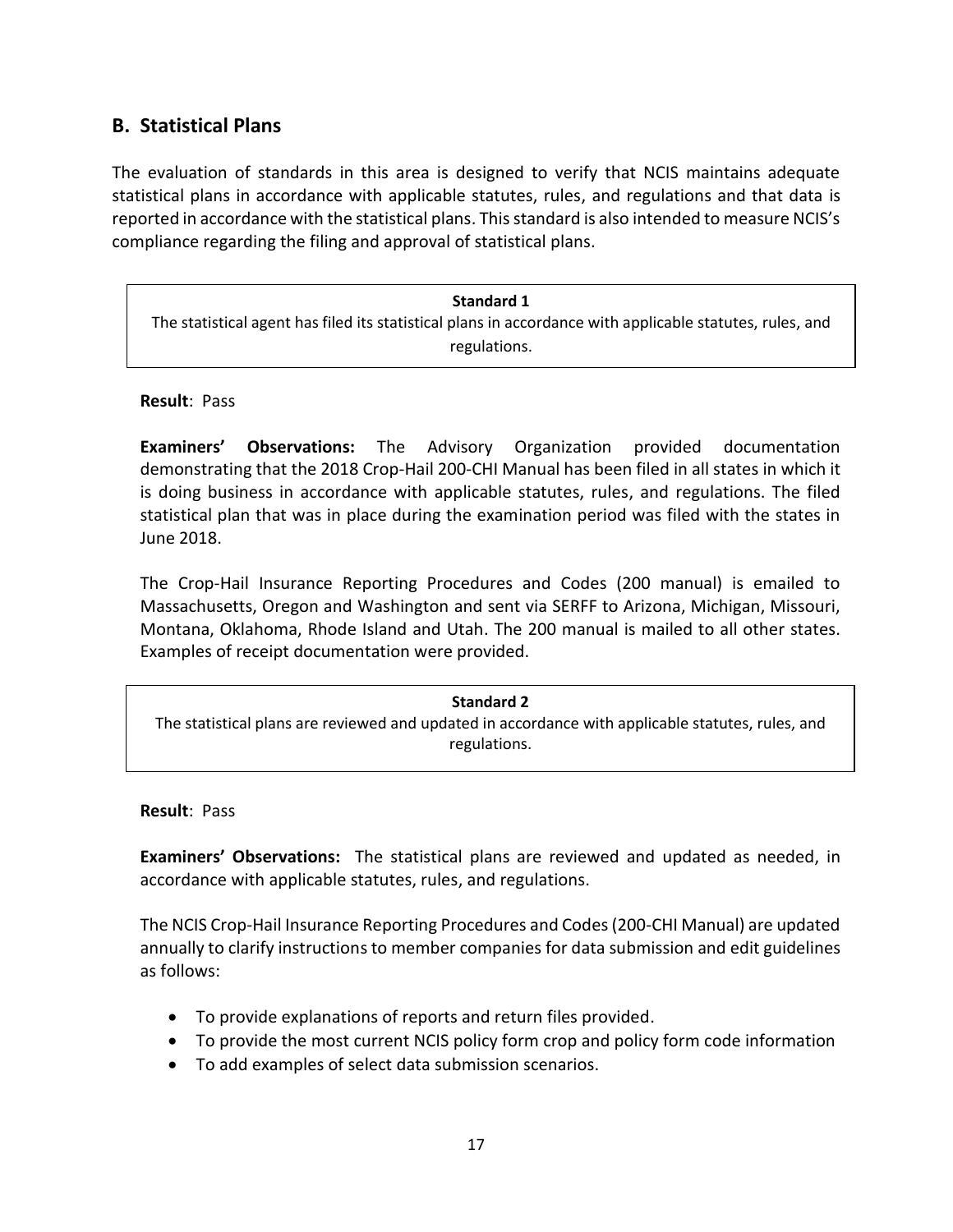## B. Statistical Plans

The evaluation of standards in this area is designed to verify that NCIS maintains adequate statistical plans in accordance with applicable statutes, rules, and regulations and that data is reported in accordance with the statistical plans. This standard is also intended to measure NCIS's compliance regarding the filing and approval of statistical plans.

> **Standard 1**
> The statistical agent has filed its statistical plans in accordance with applicable statutes, rules, and regulations.

**Result**: Pass

**Examiners' Observations:** The Advisory Organization provided documentation demonstrating that the 2018 Crop-Hail 200-CHI Manual has been filed in all states in which it is doing business in accordance with applicable statutes, rules, and regulations. The filed statistical plan that was in place during the examination period was filed with the states in June 2018.

The Crop-Hail Insurance Reporting Procedures and Codes (200 manual) is emailed to Massachusetts, Oregon and Washington and sent via SERFF to Arizona, Michigan, Missouri, Montana, Oklahoma, Rhode Island and Utah. The 200 manual is mailed to all other states. Examples of receipt documentation were provided.

> **Standard 2**
> The statistical plans are reviewed and updated in accordance with applicable statutes, rules, and regulations.

**Result**: Pass

**Examiners' Observations:** The statistical plans are reviewed and updated as needed, in accordance with applicable statutes, rules, and regulations.

The NCIS Crop-Hail Insurance Reporting Procedures and Codes (200-CHI Manual) are updated annually to clarify instructions to member companies for data submission and edit guidelines as follows:

- To provide explanations of reports and return files provided.
- To provide the most current NCIS policy form crop and policy form code information
- To add examples of select data submission scenarios.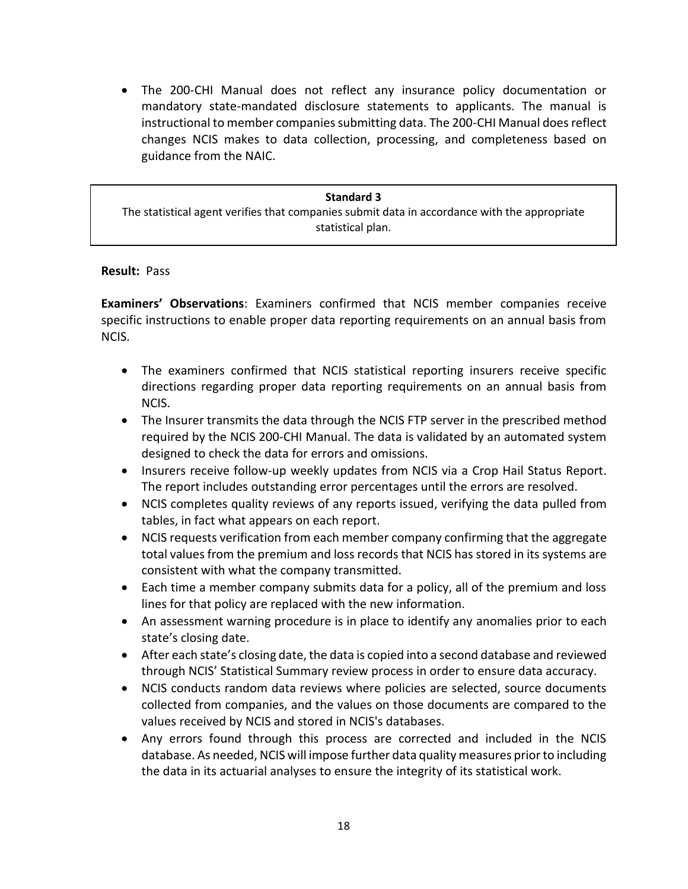- The 200-CHI Manual does not reflect any insurance policy documentation or mandatory state-mandated disclosure statements to applicants. The manual is instructional to member companies submitting data. The 200-CHI Manual does reflect changes NCIS makes to data collection, processing, and completeness based on guidance from the NAIC.

> **Standard 3**
>
> The statistical agent verifies that companies submit data in accordance with the appropriate statistical plan.

**Result:** Pass

**Examiners' Observations**: Examiners confirmed that NCIS member companies receive specific instructions to enable proper data reporting requirements on an annual basis from NCIS.

- The examiners confirmed that NCIS statistical reporting insurers receive specific directions regarding proper data reporting requirements on an annual basis from NCIS.
- The Insurer transmits the data through the NCIS FTP server in the prescribed method required by the NCIS 200-CHI Manual. The data is validated by an automated system designed to check the data for errors and omissions.
- Insurers receive follow-up weekly updates from NCIS via a Crop Hail Status Report. The report includes outstanding error percentages until the errors are resolved.
- NCIS completes quality reviews of any reports issued, verifying the data pulled from tables, in fact what appears on each report.
- NCIS requests verification from each member company confirming that the aggregate total values from the premium and loss records that NCIS has stored in its systems are consistent with what the company transmitted.
- Each time a member company submits data for a policy, all of the premium and loss lines for that policy are replaced with the new information.
- An assessment warning procedure is in place to identify any anomalies prior to each state's closing date.
- After each state's closing date, the data is copied into a second database and reviewed through NCIS' Statistical Summary review process in order to ensure data accuracy.
- NCIS conducts random data reviews where policies are selected, source documents collected from companies, and the values on those documents are compared to the values received by NCIS and stored in NCIS's databases.
- Any errors found through this process are corrected and included in the NCIS database. As needed, NCIS will impose further data quality measures prior to including the data in its actuarial analyses to ensure the integrity of its statistical work.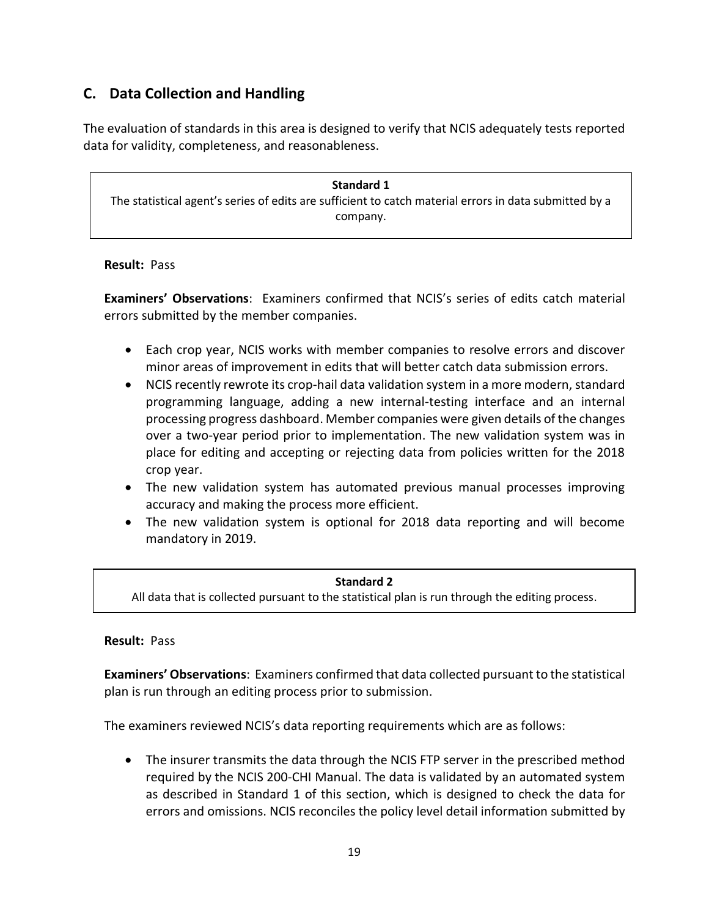## C. Data Collection and Handling

The evaluation of standards in this area is designed to verify that NCIS adequately tests reported data for validity, completeness, and reasonableness.

> **Standard 1**
> The statistical agent's series of edits are sufficient to catch material errors in data submitted by a company.

**Result:** Pass

**Examiners' Observations**: Examiners confirmed that NCIS's series of edits catch material errors submitted by the member companies.

- Each crop year, NCIS works with member companies to resolve errors and discover minor areas of improvement in edits that will better catch data submission errors.
- NCIS recently rewrote its crop-hail data validation system in a more modern, standard programming language, adding a new internal-testing interface and an internal processing progress dashboard. Member companies were given details of the changes over a two-year period prior to implementation. The new validation system was in place for editing and accepting or rejecting data from policies written for the 2018 crop year.
- The new validation system has automated previous manual processes improving accuracy and making the process more efficient.
- The new validation system is optional for 2018 data reporting and will become mandatory in 2019.

> **Standard 2**
> All data that is collected pursuant to the statistical plan is run through the editing process.

**Result:** Pass

**Examiners' Observations**: Examiners confirmed that data collected pursuant to the statistical plan is run through an editing process prior to submission.

The examiners reviewed NCIS's data reporting requirements which are as follows:

- The insurer transmits the data through the NCIS FTP server in the prescribed method required by the NCIS 200-CHI Manual. The data is validated by an automated system as described in Standard 1 of this section, which is designed to check the data for errors and omissions. NCIS reconciles the policy level detail information submitted by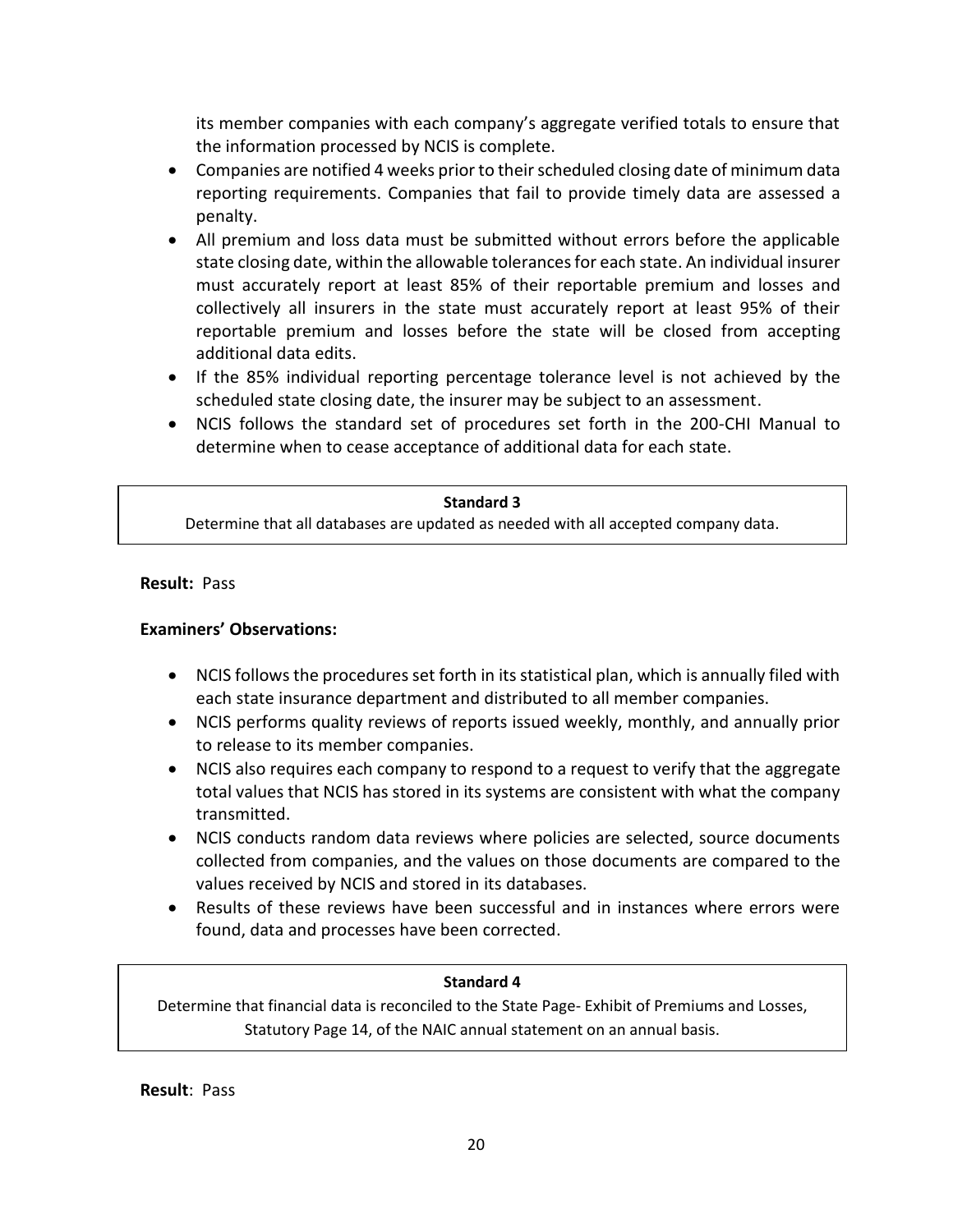its member companies with each company's aggregate verified totals to ensure that the information processed by NCIS is complete.

- Companies are notified 4 weeks prior to their scheduled closing date of minimum data reporting requirements. Companies that fail to provide timely data are assessed a penalty.
- All premium and loss data must be submitted without errors before the applicable state closing date, within the allowable tolerances for each state. An individual insurer must accurately report at least 85% of their reportable premium and losses and collectively all insurers in the state must accurately report at least 95% of their reportable premium and losses before the state will be closed from accepting additional data edits.
- If the 85% individual reporting percentage tolerance level is not achieved by the scheduled state closing date, the insurer may be subject to an assessment.
- NCIS follows the standard set of procedures set forth in the 200-CHI Manual to determine when to cease acceptance of additional data for each state.

**Standard 3**

Determine that all databases are updated as needed with all accepted company data.

**Result:** Pass

**Examiners' Observations:**

- NCIS follows the procedures set forth in its statistical plan, which is annually filed with each state insurance department and distributed to all member companies.
- NCIS performs quality reviews of reports issued weekly, monthly, and annually prior to release to its member companies.
- NCIS also requires each company to respond to a request to verify that the aggregate total values that NCIS has stored in its systems are consistent with what the company transmitted.
- NCIS conducts random data reviews where policies are selected, source documents collected from companies, and the values on those documents are compared to the values received by NCIS and stored in its databases.
- Results of these reviews have been successful and in instances where errors were found, data and processes have been corrected.

**Standard 4**

Determine that financial data is reconciled to the State Page- Exhibit of Premiums and Losses, Statutory Page 14, of the NAIC annual statement on an annual basis.

**Result**: Pass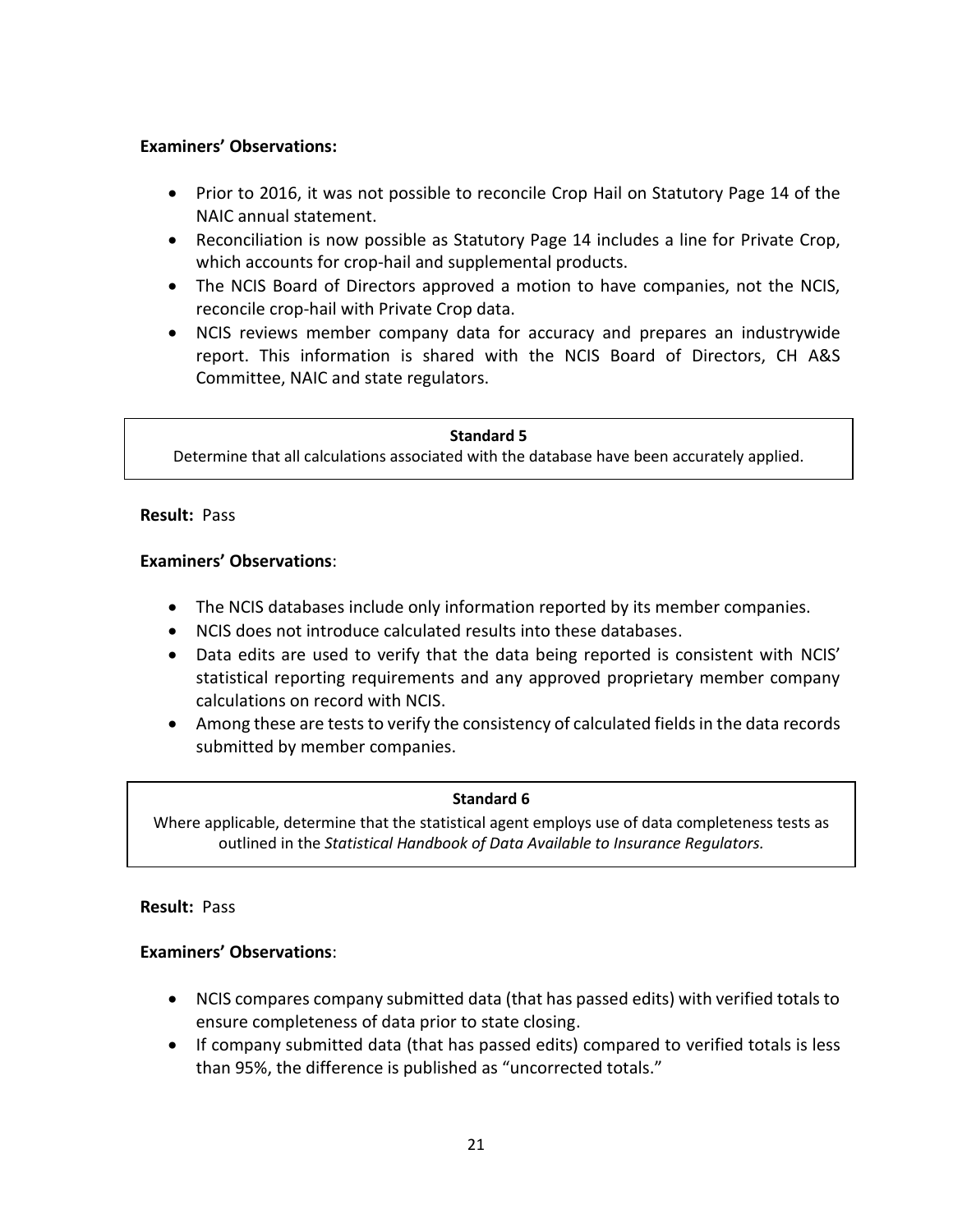**Examiners' Observations:**

- Prior to 2016, it was not possible to reconcile Crop Hail on Statutory Page 14 of the NAIC annual statement.
- Reconciliation is now possible as Statutory Page 14 includes a line for Private Crop, which accounts for crop-hail and supplemental products.
- The NCIS Board of Directors approved a motion to have companies, not the NCIS, reconcile crop-hail with Private Crop data.
- NCIS reviews member company data for accuracy and prepares an industrywide report. This information is shared with the NCIS Board of Directors, CH A&S Committee, NAIC and state regulators.

**Standard 5**

Determine that all calculations associated with the database have been accurately applied.

**Result:** Pass

**Examiners' Observations**:

- The NCIS databases include only information reported by its member companies.
- NCIS does not introduce calculated results into these databases.
- Data edits are used to verify that the data being reported is consistent with NCIS' statistical reporting requirements and any approved proprietary member company calculations on record with NCIS.
- Among these are tests to verify the consistency of calculated fields in the data records submitted by member companies.

**Standard 6**

Where applicable, determine that the statistical agent employs use of data completeness tests as outlined in the *Statistical Handbook of Data Available to Insurance Regulators.*

**Result:** Pass

**Examiners' Observations**:

- NCIS compares company submitted data (that has passed edits) with verified totals to ensure completeness of data prior to state closing.
- If company submitted data (that has passed edits) compared to verified totals is less than 95%, the difference is published as "uncorrected totals."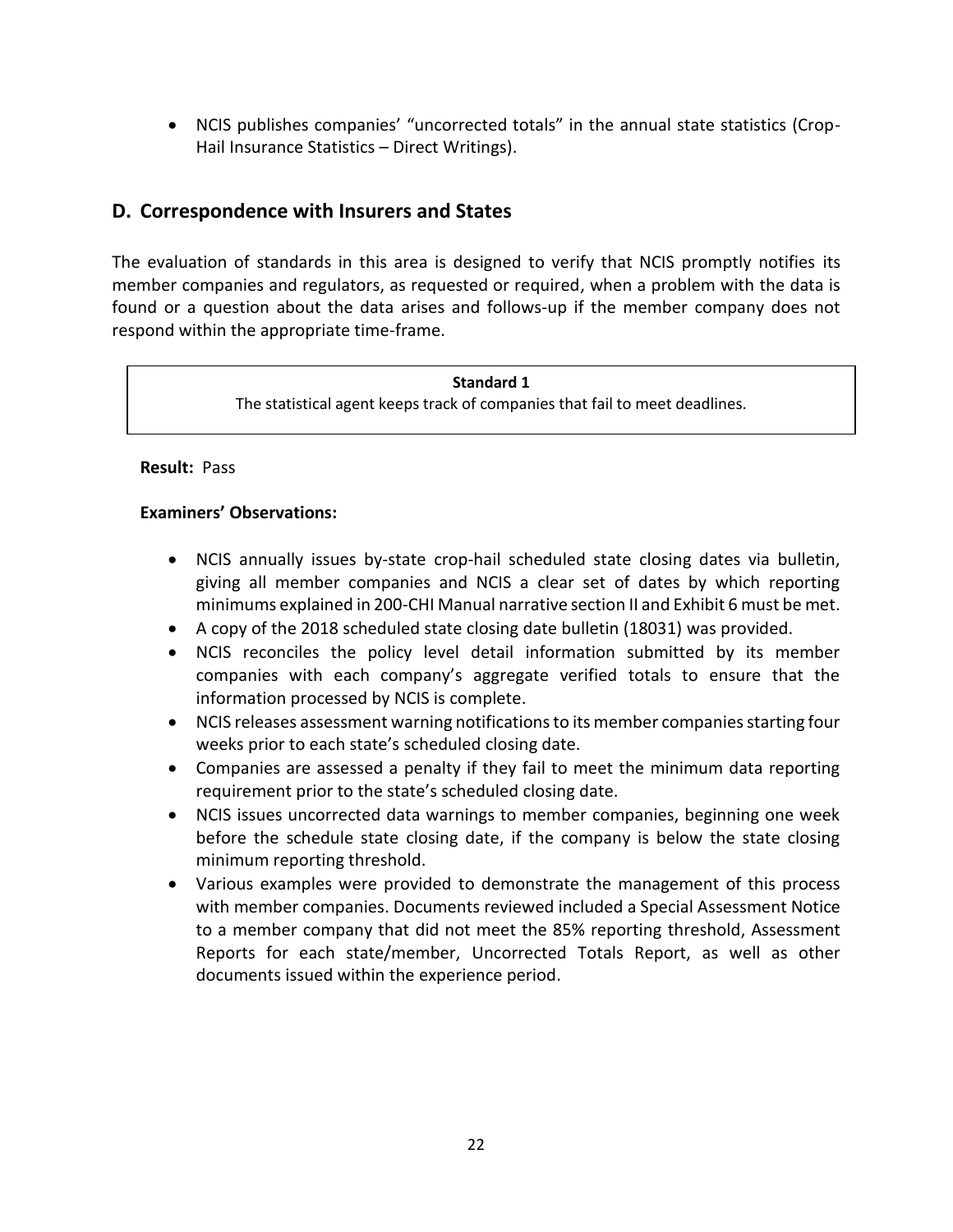- NCIS publishes companies' "uncorrected totals" in the annual state statistics (Crop-Hail Insurance Statistics – Direct Writings).

## D. Correspondence with Insurers and States

The evaluation of standards in this area is designed to verify that NCIS promptly notifies its member companies and regulators, as requested or required, when a problem with the data is found or a question about the data arises and follows-up if the member company does not respond within the appropriate time-frame.

> **Standard 1**
>
> The statistical agent keeps track of companies that fail to meet deadlines.

**Result:** Pass

**Examiners' Observations:**

- NCIS annually issues by-state crop-hail scheduled state closing dates via bulletin, giving all member companies and NCIS a clear set of dates by which reporting minimums explained in 200-CHI Manual narrative section II and Exhibit 6 must be met.
- A copy of the 2018 scheduled state closing date bulletin (18031) was provided.
- NCIS reconciles the policy level detail information submitted by its member companies with each company's aggregate verified totals to ensure that the information processed by NCIS is complete.
- NCIS releases assessment warning notifications to its member companies starting four weeks prior to each state's scheduled closing date.
- Companies are assessed a penalty if they fail to meet the minimum data reporting requirement prior to the state's scheduled closing date.
- NCIS issues uncorrected data warnings to member companies, beginning one week before the schedule state closing date, if the company is below the state closing minimum reporting threshold.
- Various examples were provided to demonstrate the management of this process with member companies. Documents reviewed included a Special Assessment Notice to a member company that did not meet the 85% reporting threshold, Assessment Reports for each state/member, Uncorrected Totals Report, as well as other documents issued within the experience period.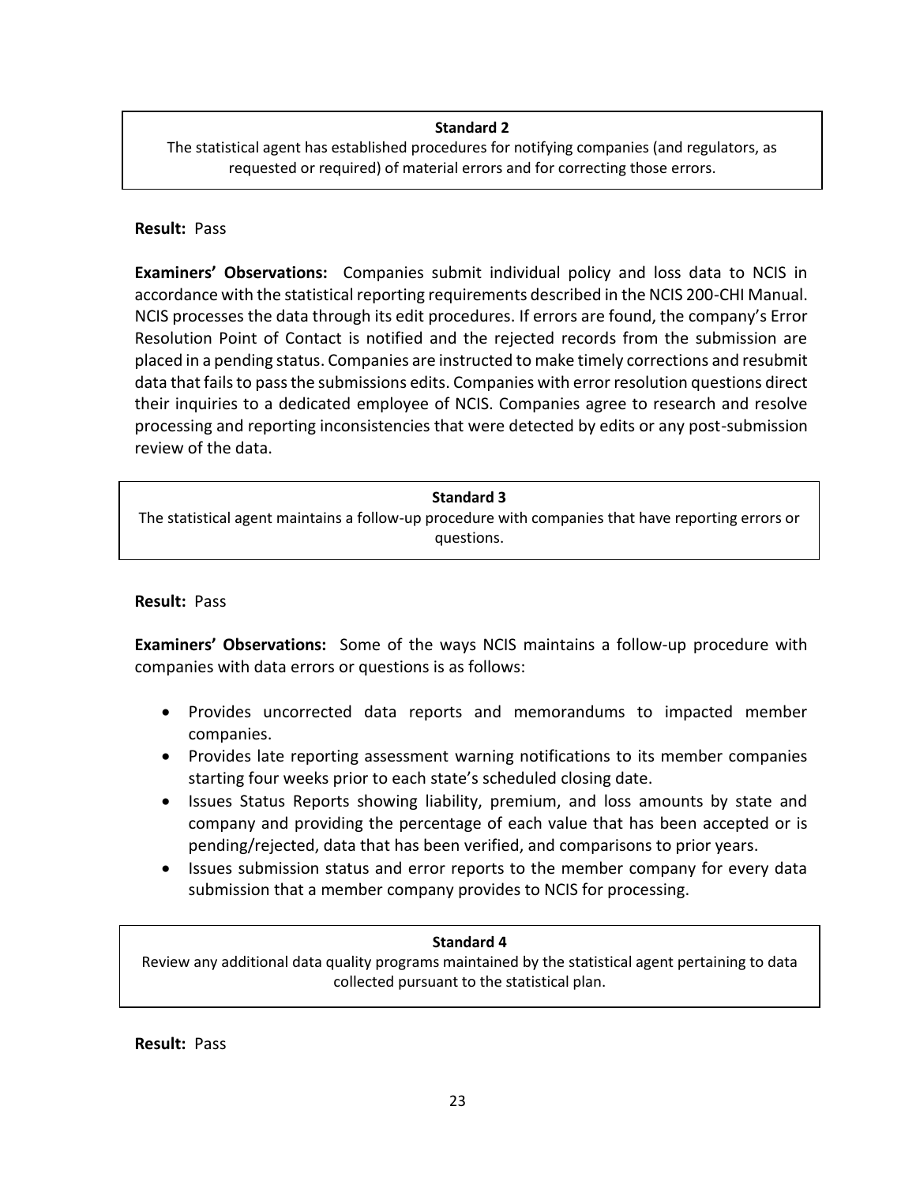**Standard 2**

The statistical agent has established procedures for notifying companies (and regulators, as requested or required) of material errors and for correcting those errors.

**Result:** Pass

**Examiners' Observations:** Companies submit individual policy and loss data to NCIS in accordance with the statistical reporting requirements described in the NCIS 200-CHI Manual. NCIS processes the data through its edit procedures. If errors are found, the company's Error Resolution Point of Contact is notified and the rejected records from the submission are placed in a pending status. Companies are instructed to make timely corrections and resubmit data that fails to pass the submissions edits. Companies with error resolution questions direct their inquiries to a dedicated employee of NCIS. Companies agree to research and resolve processing and reporting inconsistencies that were detected by edits or any post-submission review of the data.

**Standard 3**

The statistical agent maintains a follow-up procedure with companies that have reporting errors or questions.

**Result:** Pass

**Examiners' Observations:** Some of the ways NCIS maintains a follow-up procedure with companies with data errors or questions is as follows:

- Provides uncorrected data reports and memorandums to impacted member companies.
- Provides late reporting assessment warning notifications to its member companies starting four weeks prior to each state's scheduled closing date.
- Issues Status Reports showing liability, premium, and loss amounts by state and company and providing the percentage of each value that has been accepted or is pending/rejected, data that has been verified, and comparisons to prior years.
- Issues submission status and error reports to the member company for every data submission that a member company provides to NCIS for processing.

**Standard 4**

Review any additional data quality programs maintained by the statistical agent pertaining to data collected pursuant to the statistical plan.

**Result:** Pass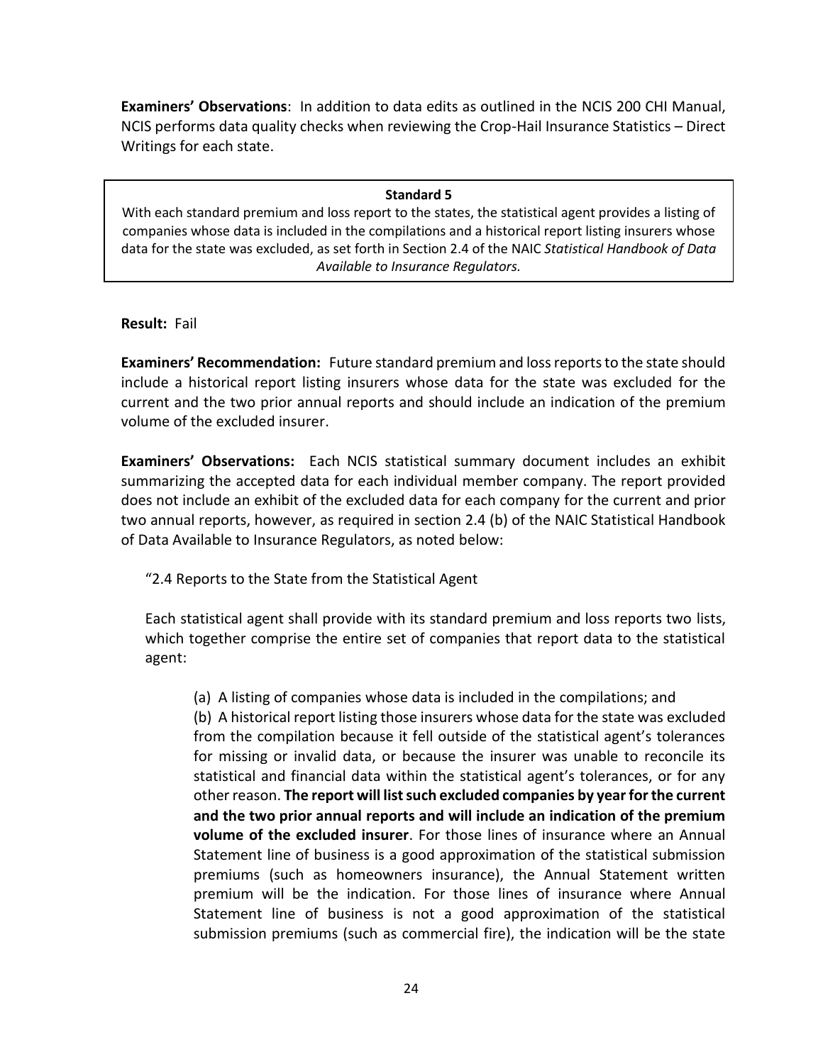**Examiners' Observations**: In addition to data edits as outlined in the NCIS 200 CHI Manual, NCIS performs data quality checks when reviewing the Crop-Hail Insurance Statistics – Direct Writings for each state.

> **Standard 5**
>
> With each standard premium and loss report to the states, the statistical agent provides a listing of companies whose data is included in the compilations and a historical report listing insurers whose data for the state was excluded, as set forth in Section 2.4 of the NAIC *Statistical Handbook of Data Available to Insurance Regulators.*

**Result:** Fail

**Examiners' Recommendation:** Future standard premium and loss reports to the state should include a historical report listing insurers whose data for the state was excluded for the current and the two prior annual reports and should include an indication of the premium volume of the excluded insurer.

**Examiners' Observations:** Each NCIS statistical summary document includes an exhibit summarizing the accepted data for each individual member company. The report provided does not include an exhibit of the excluded data for each company for the current and prior two annual reports, however, as required in section 2.4 (b) of the NAIC Statistical Handbook of Data Available to Insurance Regulators, as noted below:

"2.4 Reports to the State from the Statistical Agent

Each statistical agent shall provide with its standard premium and loss reports two lists, which together comprise the entire set of companies that report data to the statistical agent:

(a) A listing of companies whose data is included in the compilations; and

(b) A historical report listing those insurers whose data for the state was excluded from the compilation because it fell outside of the statistical agent's tolerances for missing or invalid data, or because the insurer was unable to reconcile its statistical and financial data within the statistical agent's tolerances, or for any other reason. **The report will list such excluded companies by year for the current and the two prior annual reports and will include an indication of the premium volume of the excluded insurer**. For those lines of insurance where an Annual Statement line of business is a good approximation of the statistical submission premiums (such as homeowners insurance), the Annual Statement written premium will be the indication. For those lines of insurance where Annual Statement line of business is not a good approximation of the statistical submission premiums (such as commercial fire), the indication will be the state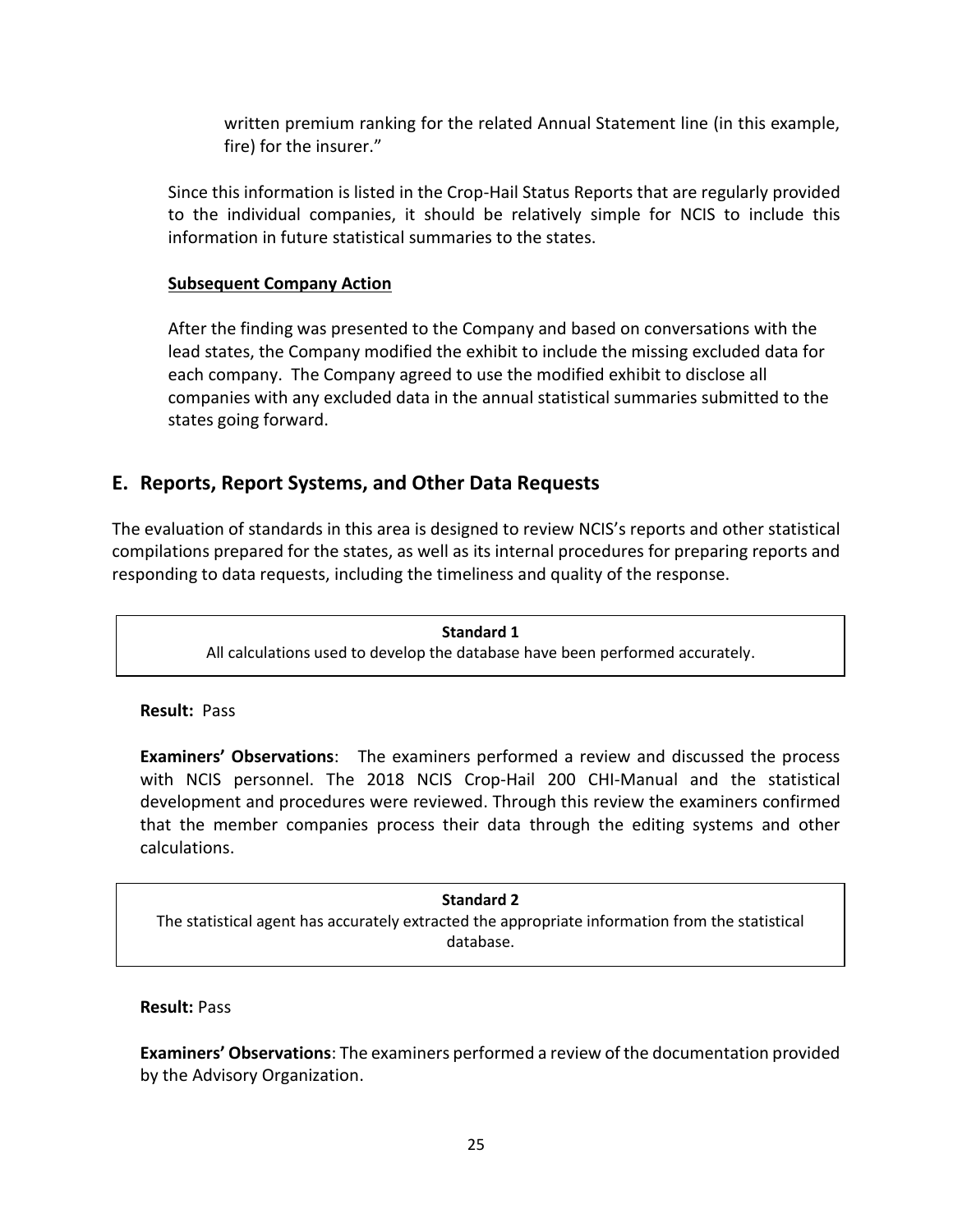written premium ranking for the related Annual Statement line (in this example, fire) for the insurer."

Since this information is listed in the Crop-Hail Status Reports that are regularly provided to the individual companies, it should be relatively simple for NCIS to include this information in future statistical summaries to the states.

**Subsequent Company Action**

After the finding was presented to the Company and based on conversations with the lead states, the Company modified the exhibit to include the missing excluded data for each company. The Company agreed to use the modified exhibit to disclose all companies with any excluded data in the annual statistical summaries submitted to the states going forward.

## E. Reports, Report Systems, and Other Data Requests

The evaluation of standards in this area is designed to review NCIS's reports and other statistical compilations prepared for the states, as well as its internal procedures for preparing reports and responding to data requests, including the timeliness and quality of the response.

| **Standard 1** |
|---|
| All calculations used to develop the database have been performed accurately. |

**Result:** Pass

**Examiners' Observations**: The examiners performed a review and discussed the process with NCIS personnel. The 2018 NCIS Crop-Hail 200 CHI-Manual and the statistical development and procedures were reviewed. Through this review the examiners confirmed that the member companies process their data through the editing systems and other calculations.

| **Standard 2** |
|---|
| The statistical agent has accurately extracted the appropriate information from the statistical database. |

**Result:** Pass

**Examiners' Observations**: The examiners performed a review of the documentation provided by the Advisory Organization.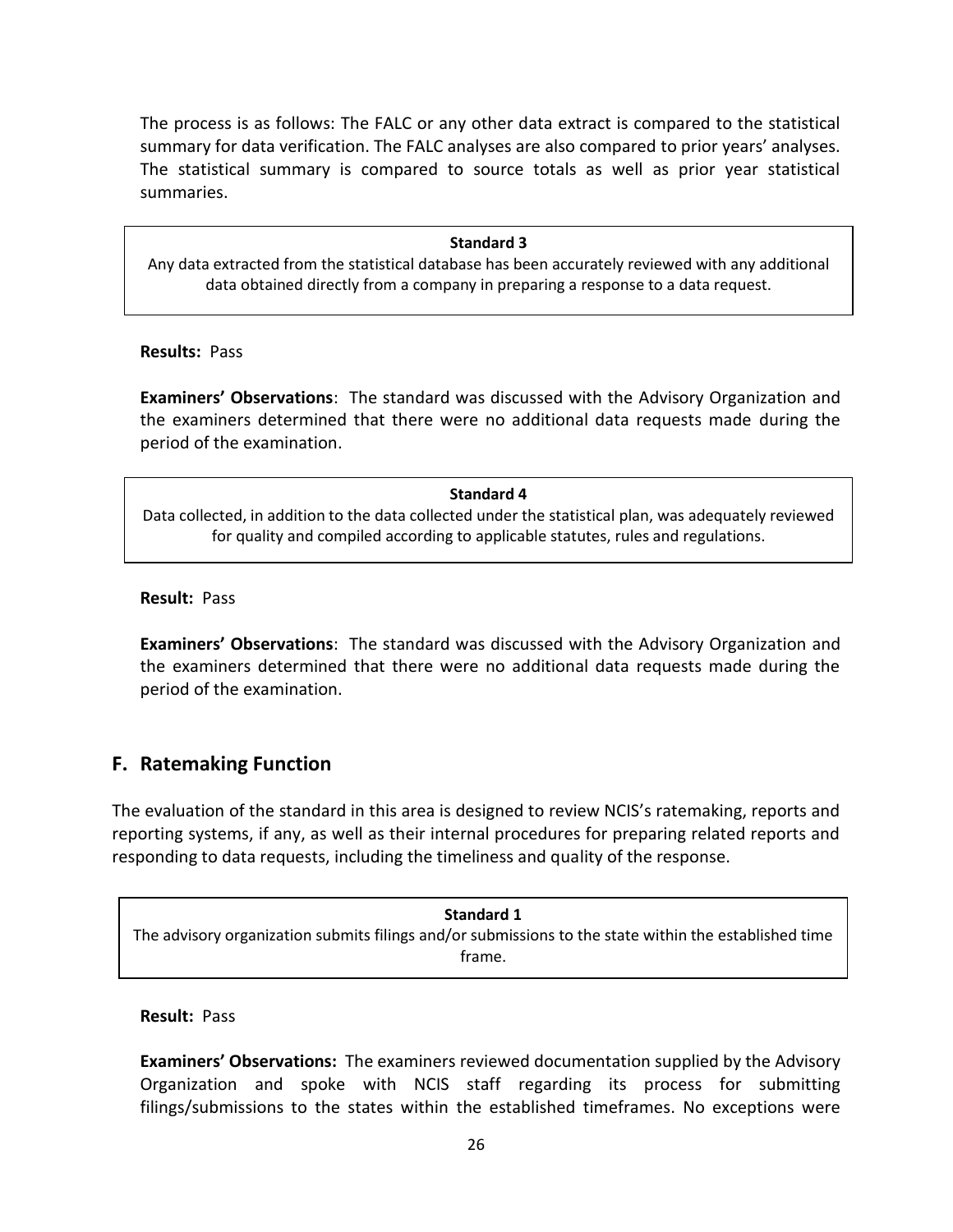The process is as follows: The FALC or any other data extract is compared to the statistical summary for data verification. The FALC analyses are also compared to prior years' analyses. The statistical summary is compared to source totals as well as prior year statistical summaries.

**Standard 3**

Any data extracted from the statistical database has been accurately reviewed with any additional data obtained directly from a company in preparing a response to a data request.

**Results:** Pass

**Examiners' Observations**: The standard was discussed with the Advisory Organization and the examiners determined that there were no additional data requests made during the period of the examination.

**Standard 4**

Data collected, in addition to the data collected under the statistical plan, was adequately reviewed for quality and compiled according to applicable statutes, rules and regulations.

**Result:** Pass

**Examiners' Observations**: The standard was discussed with the Advisory Organization and the examiners determined that there were no additional data requests made during the period of the examination.

## F. Ratemaking Function

The evaluation of the standard in this area is designed to review NCIS's ratemaking, reports and reporting systems, if any, as well as their internal procedures for preparing related reports and responding to data requests, including the timeliness and quality of the response.

**Standard 1**

The advisory organization submits filings and/or submissions to the state within the established time frame.

**Result:** Pass

**Examiners' Observations:** The examiners reviewed documentation supplied by the Advisory Organization and spoke with NCIS staff regarding its process for submitting filings/submissions to the states within the established timeframes. No exceptions were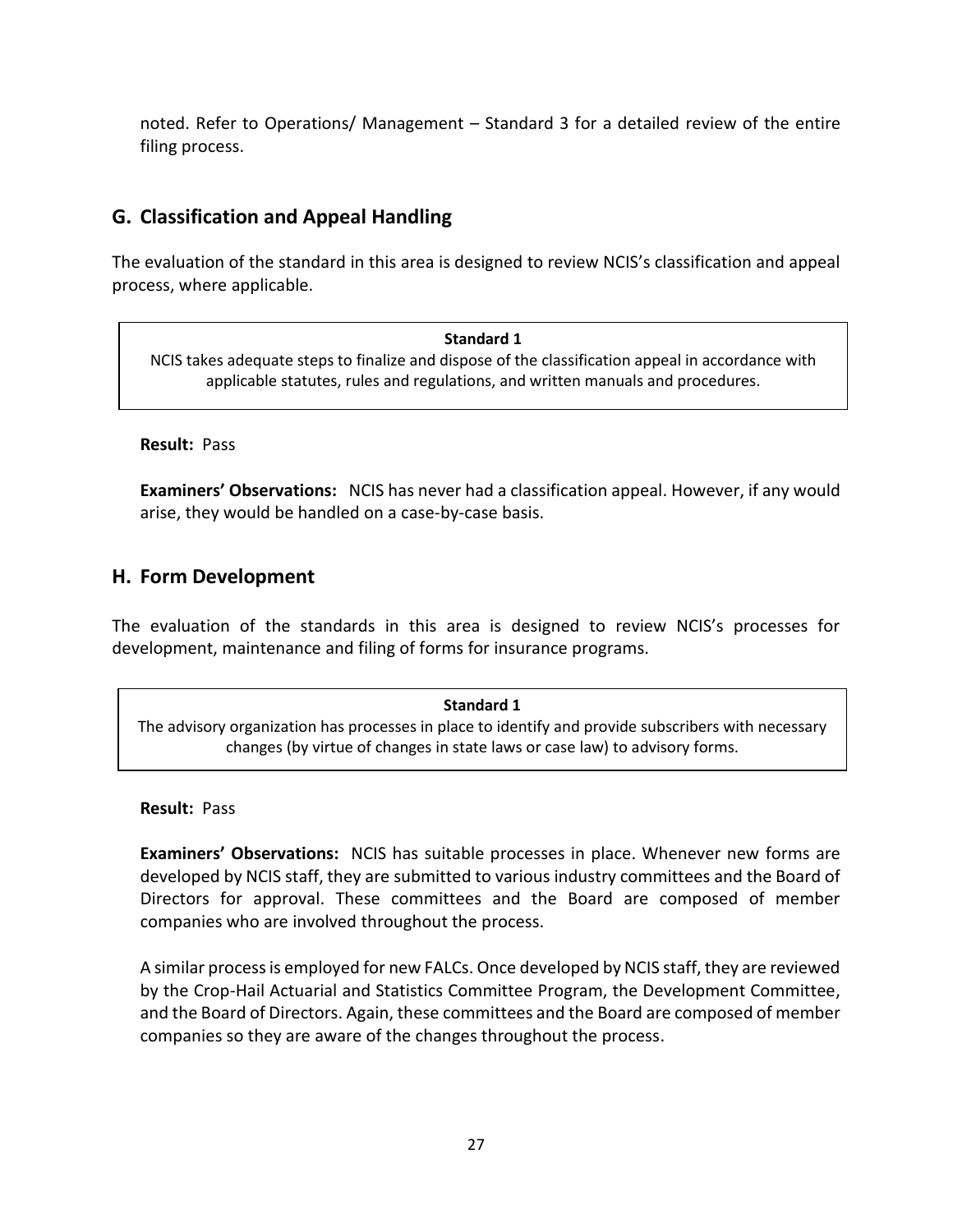noted. Refer to Operations/ Management – Standard 3 for a detailed review of the entire filing process.

## G. Classification and Appeal Handling

The evaluation of the standard in this area is designed to review NCIS's classification and appeal process, where applicable.

> **Standard 1**
> NCIS takes adequate steps to finalize and dispose of the classification appeal in accordance with applicable statutes, rules and regulations, and written manuals and procedures.

**Result:** Pass

**Examiners' Observations:** NCIS has never had a classification appeal. However, if any would arise, they would be handled on a case-by-case basis.

## H. Form Development

The evaluation of the standards in this area is designed to review NCIS's processes for development, maintenance and filing of forms for insurance programs.

> **Standard 1**
> The advisory organization has processes in place to identify and provide subscribers with necessary changes (by virtue of changes in state laws or case law) to advisory forms.

**Result:** Pass

**Examiners' Observations:** NCIS has suitable processes in place. Whenever new forms are developed by NCIS staff, they are submitted to various industry committees and the Board of Directors for approval. These committees and the Board are composed of member companies who are involved throughout the process.

A similar process is employed for new FALCs. Once developed by NCIS staff, they are reviewed by the Crop-Hail Actuarial and Statistics Committee Program, the Development Committee, and the Board of Directors. Again, these committees and the Board are composed of member companies so they are aware of the changes throughout the process.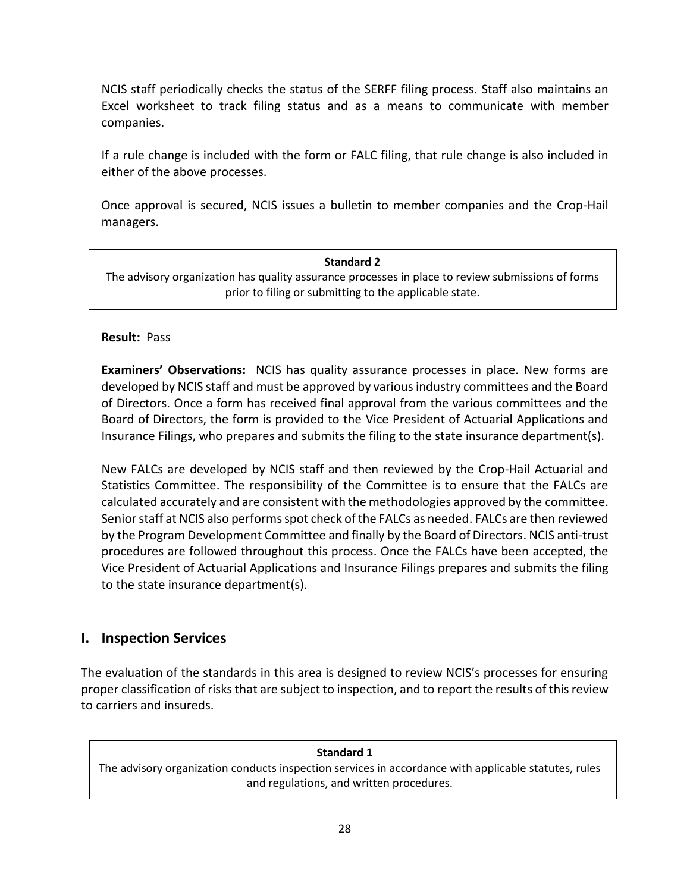NCIS staff periodically checks the status of the SERFF filing process. Staff also maintains an Excel worksheet to track filing status and as a means to communicate with member companies.

If a rule change is included with the form or FALC filing, that rule change is also included in either of the above processes.

Once approval is secured, NCIS issues a bulletin to member companies and the Crop-Hail managers.

> **Standard 2**
> The advisory organization has quality assurance processes in place to review submissions of forms prior to filing or submitting to the applicable state.

**Result:** Pass

**Examiners' Observations:** NCIS has quality assurance processes in place. New forms are developed by NCIS staff and must be approved by various industry committees and the Board of Directors. Once a form has received final approval from the various committees and the Board of Directors, the form is provided to the Vice President of Actuarial Applications and Insurance Filings, who prepares and submits the filing to the state insurance department(s).

New FALCs are developed by NCIS staff and then reviewed by the Crop-Hail Actuarial and Statistics Committee. The responsibility of the Committee is to ensure that the FALCs are calculated accurately and are consistent with the methodologies approved by the committee. Senior staff at NCIS also performs spot check of the FALCs as needed. FALCs are then reviewed by the Program Development Committee and finally by the Board of Directors. NCIS anti-trust procedures are followed throughout this process. Once the FALCs have been accepted, the Vice President of Actuarial Applications and Insurance Filings prepares and submits the filing to the state insurance department(s).

## I. Inspection Services

The evaluation of the standards in this area is designed to review NCIS's processes for ensuring proper classification of risks that are subject to inspection, and to report the results of this review to carriers and insureds.

> **Standard 1**
> The advisory organization conducts inspection services in accordance with applicable statutes, rules and regulations, and written procedures.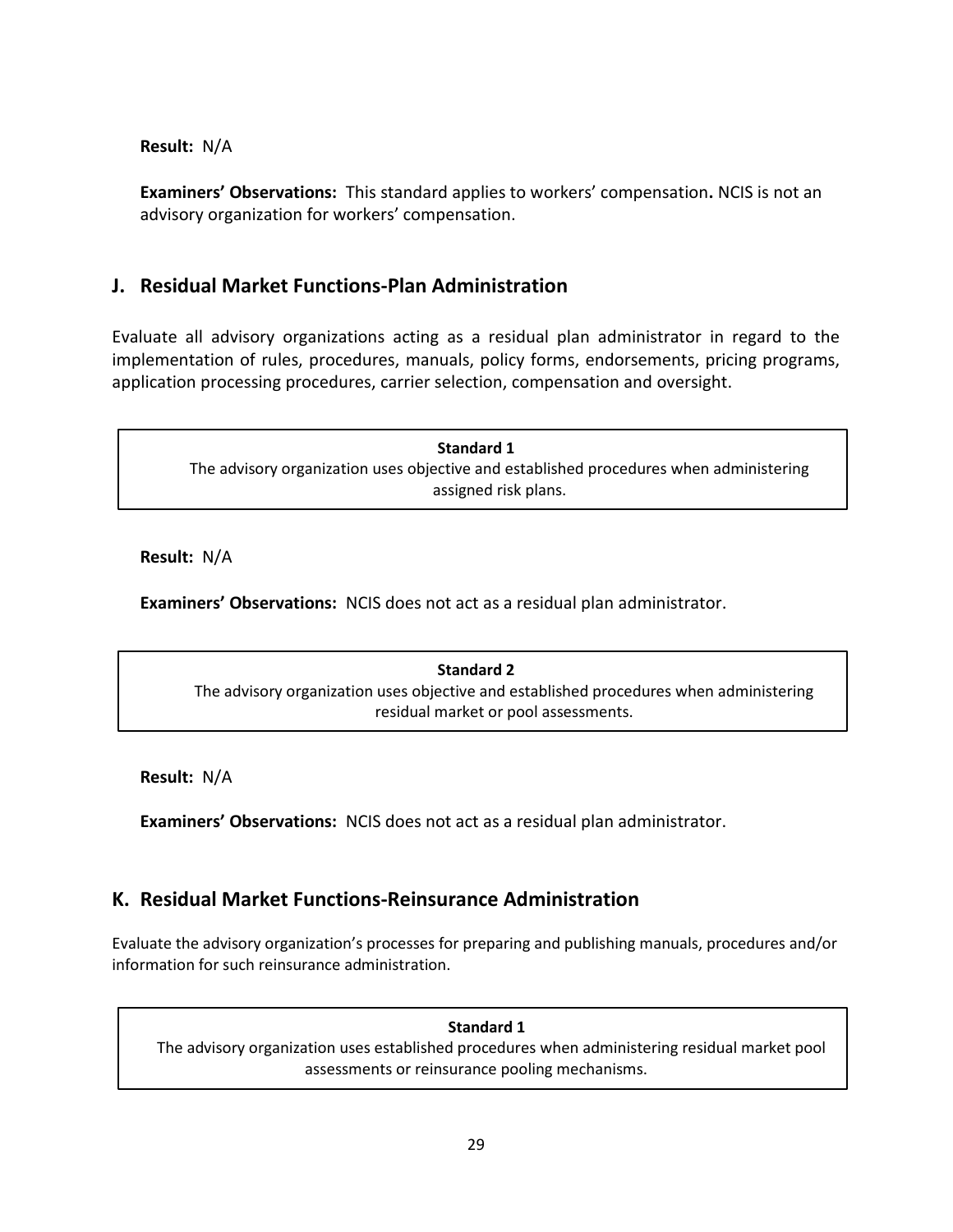**Result:** N/A

**Examiners' Observations:** This standard applies to workers' compensation**.** NCIS is not an advisory organization for workers' compensation.

## J. Residual Market Functions-Plan Administration

Evaluate all advisory organizations acting as a residual plan administrator in regard to the implementation of rules, procedures, manuals, policy forms, endorsements, pricing programs, application processing procedures, carrier selection, compensation and oversight.

> **Standard 1**
> The advisory organization uses objective and established procedures when administering assigned risk plans.

**Result:** N/A

**Examiners' Observations:** NCIS does not act as a residual plan administrator.

> **Standard 2**
> The advisory organization uses objective and established procedures when administering residual market or pool assessments.

**Result:** N/A

**Examiners' Observations:** NCIS does not act as a residual plan administrator.

## K. Residual Market Functions-Reinsurance Administration

Evaluate the advisory organization's processes for preparing and publishing manuals, procedures and/or information for such reinsurance administration.

> **Standard 1**
> The advisory organization uses established procedures when administering residual market pool assessments or reinsurance pooling mechanisms.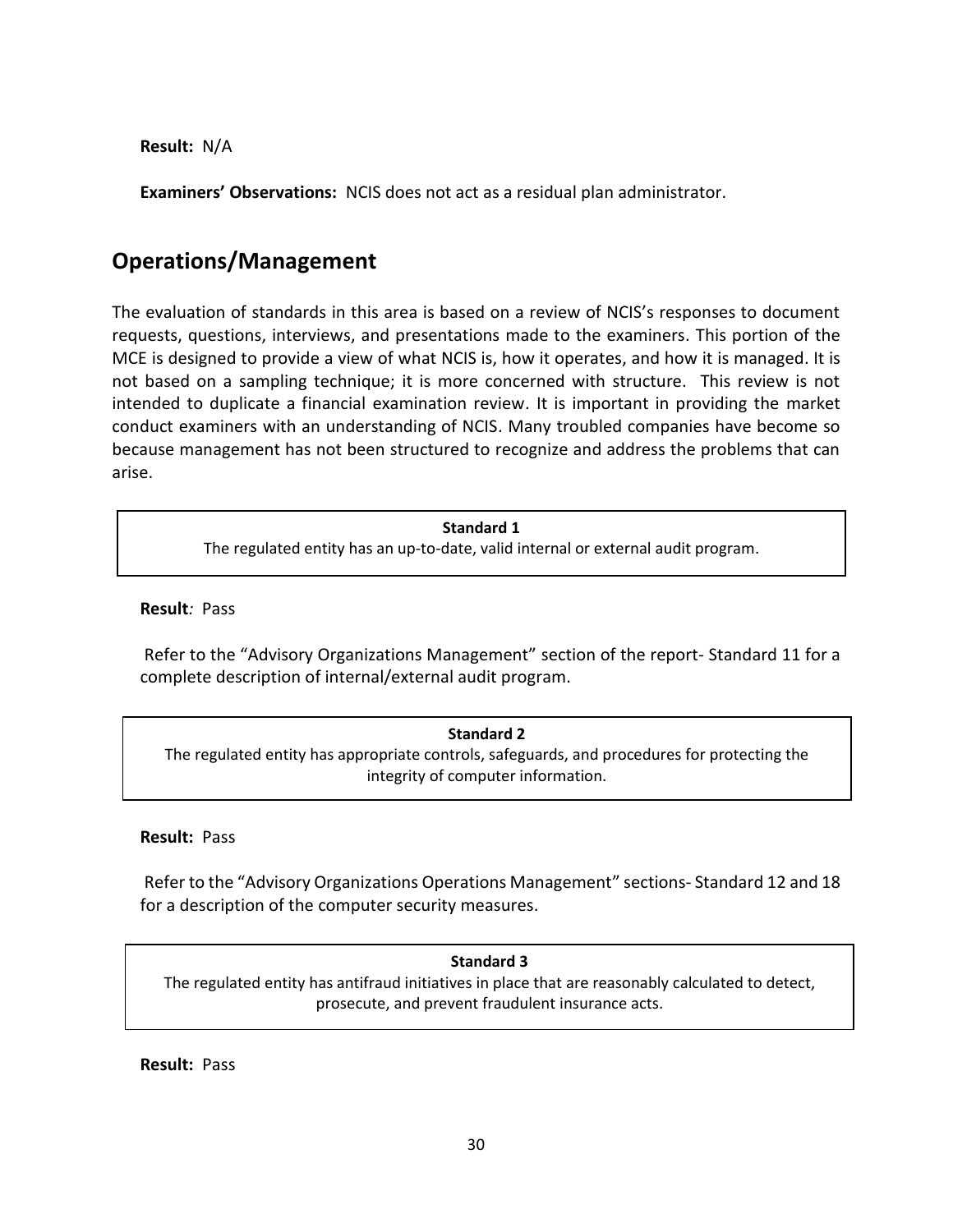**Result:** N/A

**Examiners' Observations:** NCIS does not act as a residual plan administrator.

## Operations/Management

The evaluation of standards in this area is based on a review of NCIS's responses to document requests, questions, interviews, and presentations made to the examiners. This portion of the MCE is designed to provide a view of what NCIS is, how it operates, and how it is managed. It is not based on a sampling technique; it is more concerned with structure. This review is not intended to duplicate a financial examination review. It is important in providing the market conduct examiners with an understanding of NCIS. Many troubled companies have become so because management has not been structured to recognize and address the problems that can arise.

**Standard 1**
The regulated entity has an up-to-date, valid internal or external audit program.

**Result***:* Pass

Refer to the "Advisory Organizations Management" section of the report- Standard 11 for a complete description of internal/external audit program.

**Standard 2**
The regulated entity has appropriate controls, safeguards, and procedures for protecting the integrity of computer information.

**Result:** Pass

Refer to the "Advisory Organizations Operations Management" sections- Standard 12 and 18 for a description of the computer security measures.

**Standard 3**
The regulated entity has antifraud initiatives in place that are reasonably calculated to detect, prosecute, and prevent fraudulent insurance acts.

**Result:** Pass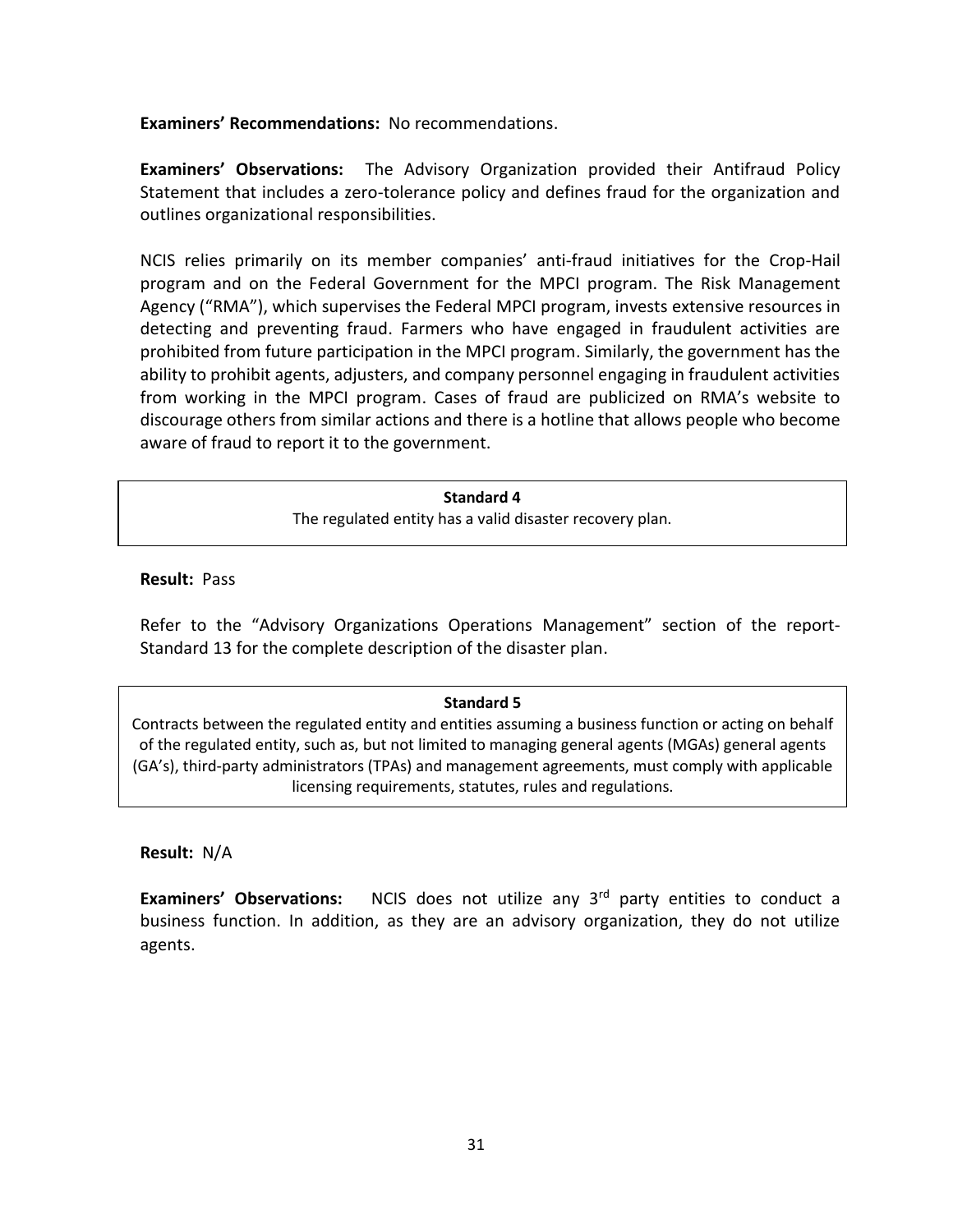**Examiners' Recommendations:** No recommendations.

**Examiners' Observations:** The Advisory Organization provided their Antifraud Policy Statement that includes a zero-tolerance policy and defines fraud for the organization and outlines organizational responsibilities.

NCIS relies primarily on its member companies' anti-fraud initiatives for the Crop-Hail program and on the Federal Government for the MPCI program. The Risk Management Agency ("RMA"), which supervises the Federal MPCI program, invests extensive resources in detecting and preventing fraud. Farmers who have engaged in fraudulent activities are prohibited from future participation in the MPCI program. Similarly, the government has the ability to prohibit agents, adjusters, and company personnel engaging in fraudulent activities from working in the MPCI program. Cases of fraud are publicized on RMA's website to discourage others from similar actions and there is a hotline that allows people who become aware of fraud to report it to the government.

**Standard 4**

The regulated entity has a valid disaster recovery plan.

**Result:** Pass

Refer to the "Advisory Organizations Operations Management" section of the report-Standard 13 for the complete description of the disaster plan.

**Standard 5**

Contracts between the regulated entity and entities assuming a business function or acting on behalf of the regulated entity, such as, but not limited to managing general agents (MGAs) general agents (GA's), third-party administrators (TPAs) and management agreements, must comply with applicable licensing requirements, statutes, rules and regulations.

**Result:** N/A

**Examiners' Observations:** NCIS does not utilize any 3rd party entities to conduct a business function. In addition, as they are an advisory organization, they do not utilize agents.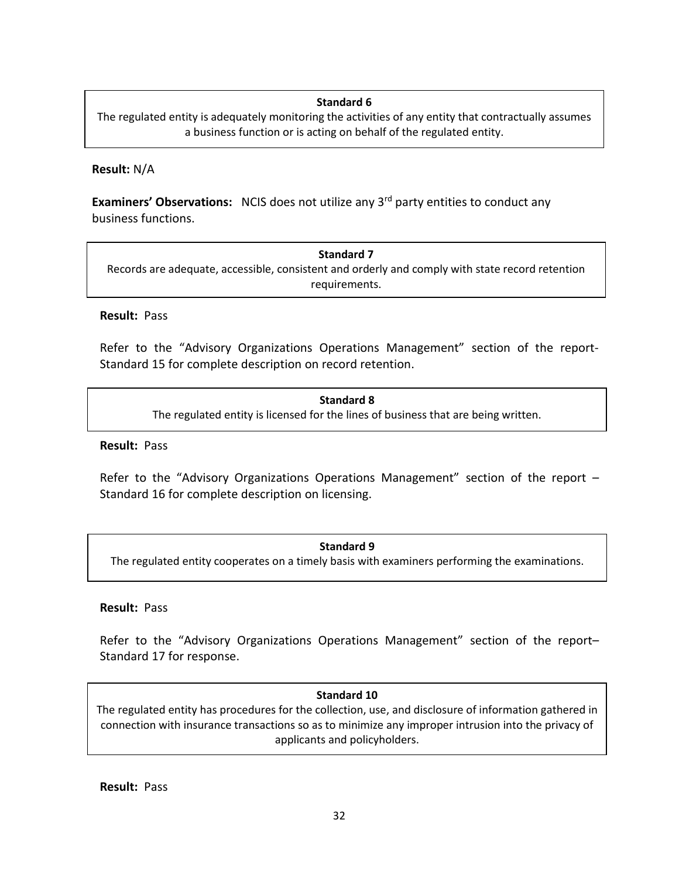**Standard 6**

The regulated entity is adequately monitoring the activities of any entity that contractually assumes a business function or is acting on behalf of the regulated entity.

**Result:** N/A

**Examiners' Observations:** NCIS does not utilize any 3rd party entities to conduct any business functions.

**Standard 7**

Records are adequate, accessible, consistent and orderly and comply with state record retention requirements.

**Result:** Pass

Refer to the "Advisory Organizations Operations Management" section of the report- Standard 15 for complete description on record retention.

**Standard 8**

The regulated entity is licensed for the lines of business that are being written.

**Result:** Pass

Refer to the "Advisory Organizations Operations Management" section of the report – Standard 16 for complete description on licensing.

**Standard 9**

The regulated entity cooperates on a timely basis with examiners performing the examinations.

**Result:** Pass

Refer to the "Advisory Organizations Operations Management" section of the report– Standard 17 for response.

**Standard 10**

The regulated entity has procedures for the collection, use, and disclosure of information gathered in connection with insurance transactions so as to minimize any improper intrusion into the privacy of applicants and policyholders.

**Result:** Pass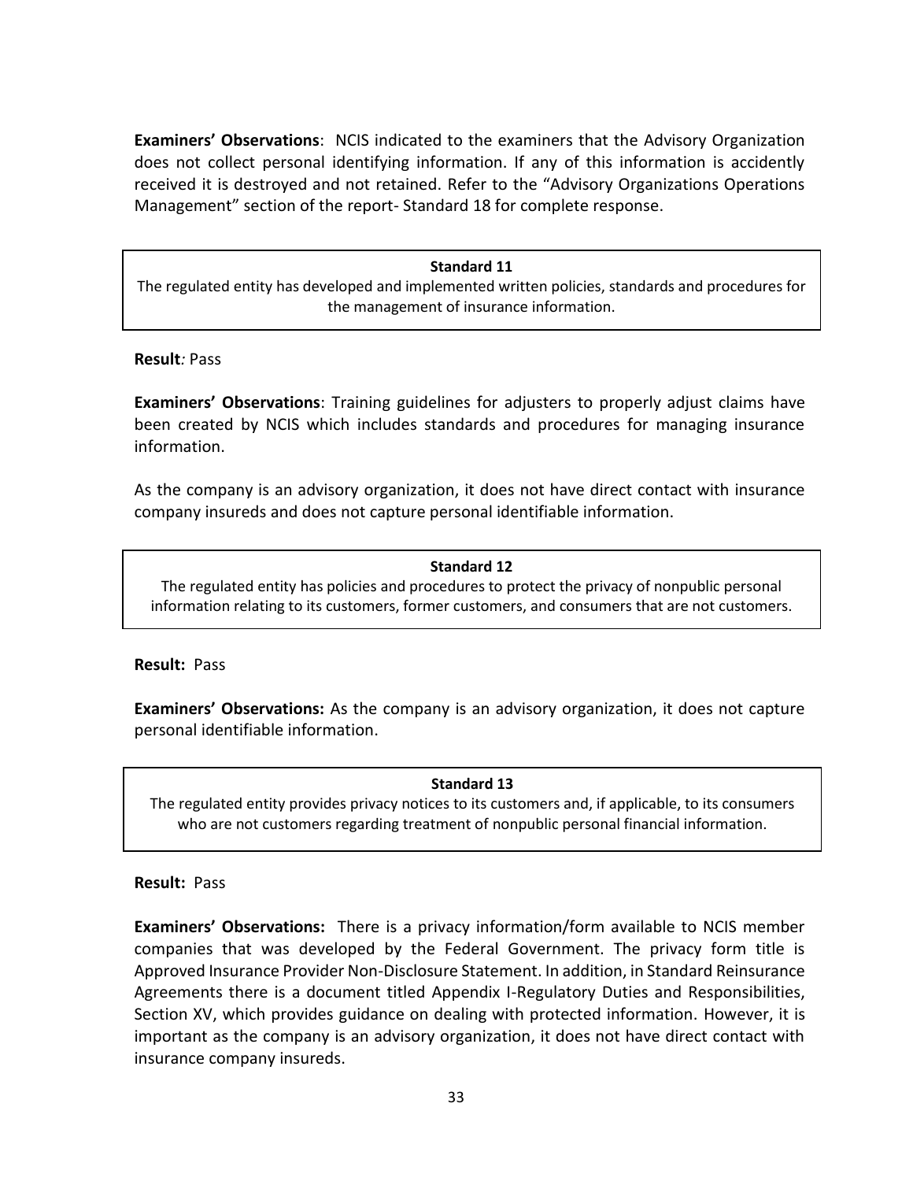**Examiners' Observations**: NCIS indicated to the examiners that the Advisory Organization does not collect personal identifying information. If any of this information is accidently received it is destroyed and not retained. Refer to the "Advisory Organizations Operations Management" section of the report- Standard 18 for complete response.

> **Standard 11**
> The regulated entity has developed and implemented written policies, standards and procedures for the management of insurance information.

**Result***:* Pass

**Examiners' Observations**: Training guidelines for adjusters to properly adjust claims have been created by NCIS which includes standards and procedures for managing insurance information.

As the company is an advisory organization, it does not have direct contact with insurance company insureds and does not capture personal identifiable information.

> **Standard 12**
> The regulated entity has policies and procedures to protect the privacy of nonpublic personal information relating to its customers, former customers, and consumers that are not customers.

**Result:** Pass

**Examiners' Observations:** As the company is an advisory organization, it does not capture personal identifiable information.

> **Standard 13**
> The regulated entity provides privacy notices to its customers and, if applicable, to its consumers who are not customers regarding treatment of nonpublic personal financial information.

**Result:** Pass

**Examiners' Observations:** There is a privacy information/form available to NCIS member companies that was developed by the Federal Government. The privacy form title is Approved Insurance Provider Non-Disclosure Statement. In addition, in Standard Reinsurance Agreements there is a document titled Appendix I-Regulatory Duties and Responsibilities, Section XV, which provides guidance on dealing with protected information. However, it is important as the company is an advisory organization, it does not have direct contact with insurance company insureds.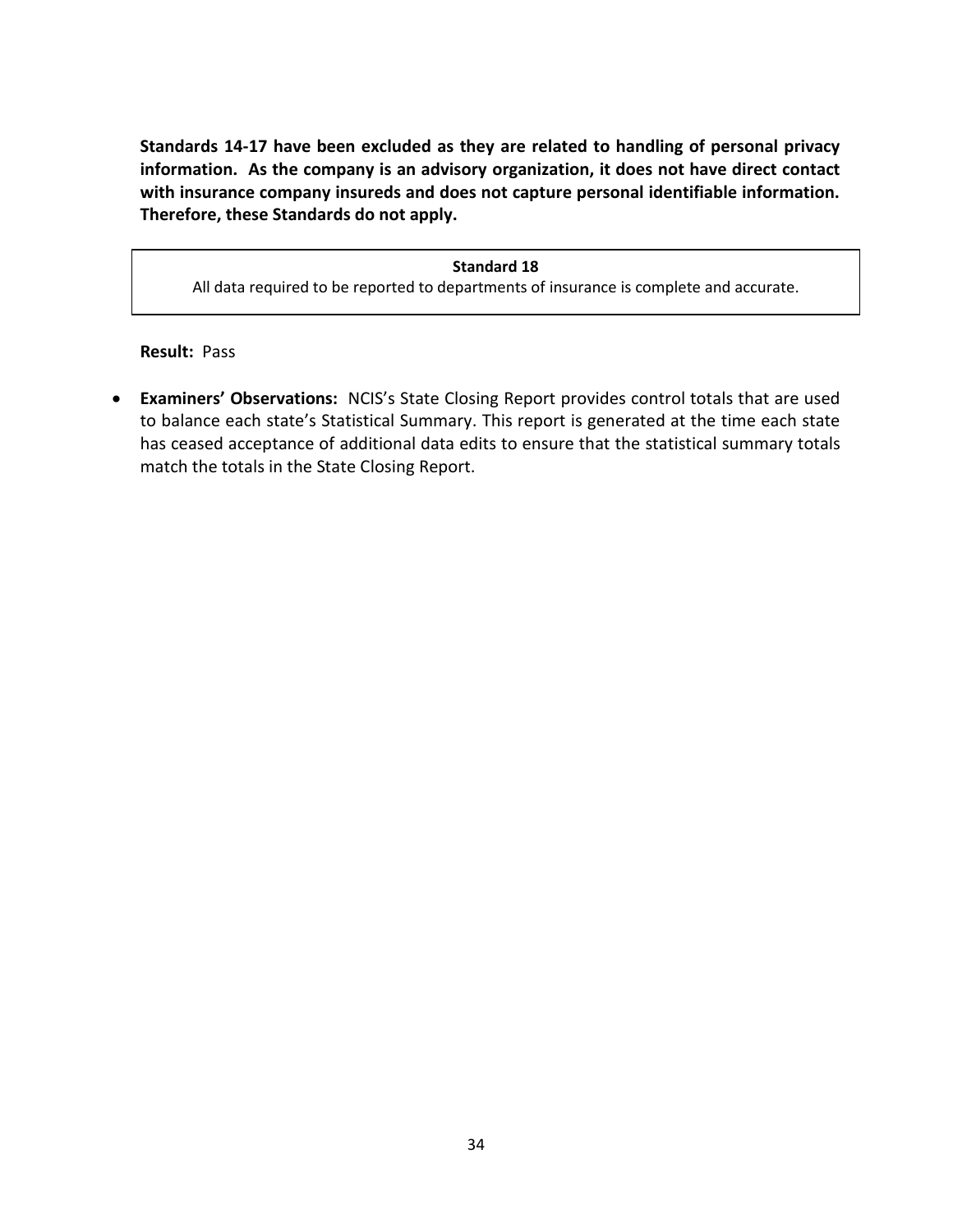**Standards 14-17 have been excluded as they are related to handling of personal privacy information. As the company is an advisory organization, it does not have direct contact with insurance company insureds and does not capture personal identifiable information. Therefore, these Standards do not apply.**

| **Standard 18** |
| --- |
| All data required to be reported to departments of insurance is complete and accurate. |

**Result:** Pass

- **Examiners' Observations:** NCIS's State Closing Report provides control totals that are used to balance each state's Statistical Summary. This report is generated at the time each state has ceased acceptance of additional data edits to ensure that the statistical summary totals match the totals in the State Closing Report.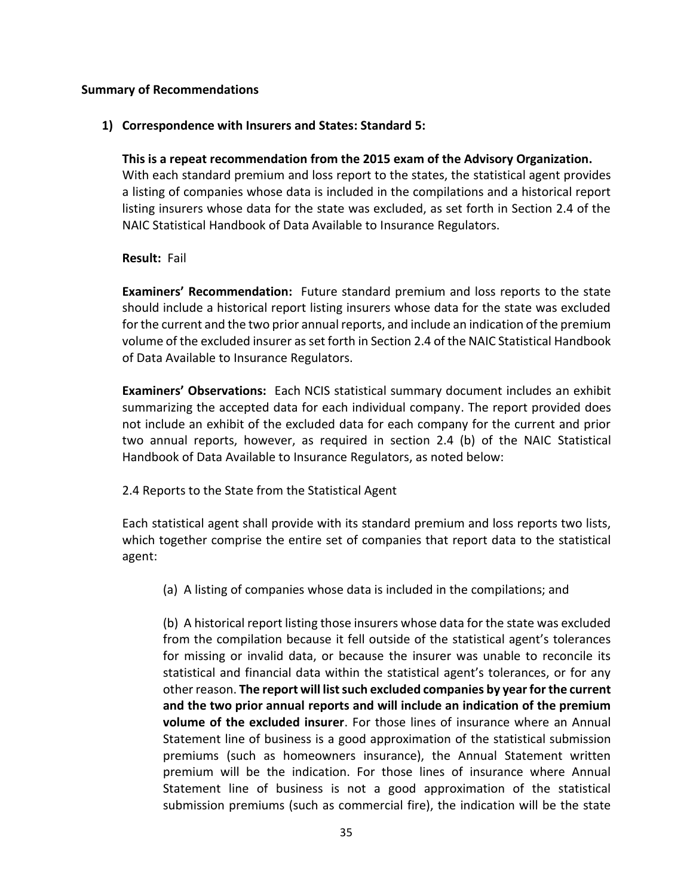**Summary of Recommendations**

1) **Correspondence with Insurers and States: Standard 5:**

   **This is a repeat recommendation from the 2015 exam of the Advisory Organization.** With each standard premium and loss report to the states, the statistical agent provides a listing of companies whose data is included in the compilations and a historical report listing insurers whose data for the state was excluded, as set forth in Section 2.4 of the NAIC Statistical Handbook of Data Available to Insurance Regulators.

   **Result:** Fail

   **Examiners' Recommendation:** Future standard premium and loss reports to the state should include a historical report listing insurers whose data for the state was excluded for the current and the two prior annual reports, and include an indication of the premium volume of the excluded insurer as set forth in Section 2.4 of the NAIC Statistical Handbook of Data Available to Insurance Regulators.

   **Examiners' Observations:** Each NCIS statistical summary document includes an exhibit summarizing the accepted data for each individual company. The report provided does not include an exhibit of the excluded data for each company for the current and prior two annual reports, however, as required in section 2.4 (b) of the NAIC Statistical Handbook of Data Available to Insurance Regulators, as noted below:

   2.4 Reports to the State from the Statistical Agent

   Each statistical agent shall provide with its standard premium and loss reports two lists, which together comprise the entire set of companies that report data to the statistical agent:

   (a) A listing of companies whose data is included in the compilations; and

   (b) A historical report listing those insurers whose data for the state was excluded from the compilation because it fell outside of the statistical agent's tolerances for missing or invalid data, or because the insurer was unable to reconcile its statistical and financial data within the statistical agent's tolerances, or for any other reason. **The report will list such excluded companies by year for the current and the two prior annual reports and will include an indication of the premium volume of the excluded insurer**. For those lines of insurance where an Annual Statement line of business is a good approximation of the statistical submission premiums (such as homeowners insurance), the Annual Statement written premium will be the indication. For those lines of insurance where Annual Statement line of business is not a good approximation of the statistical submission premiums (such as commercial fire), the indication will be the state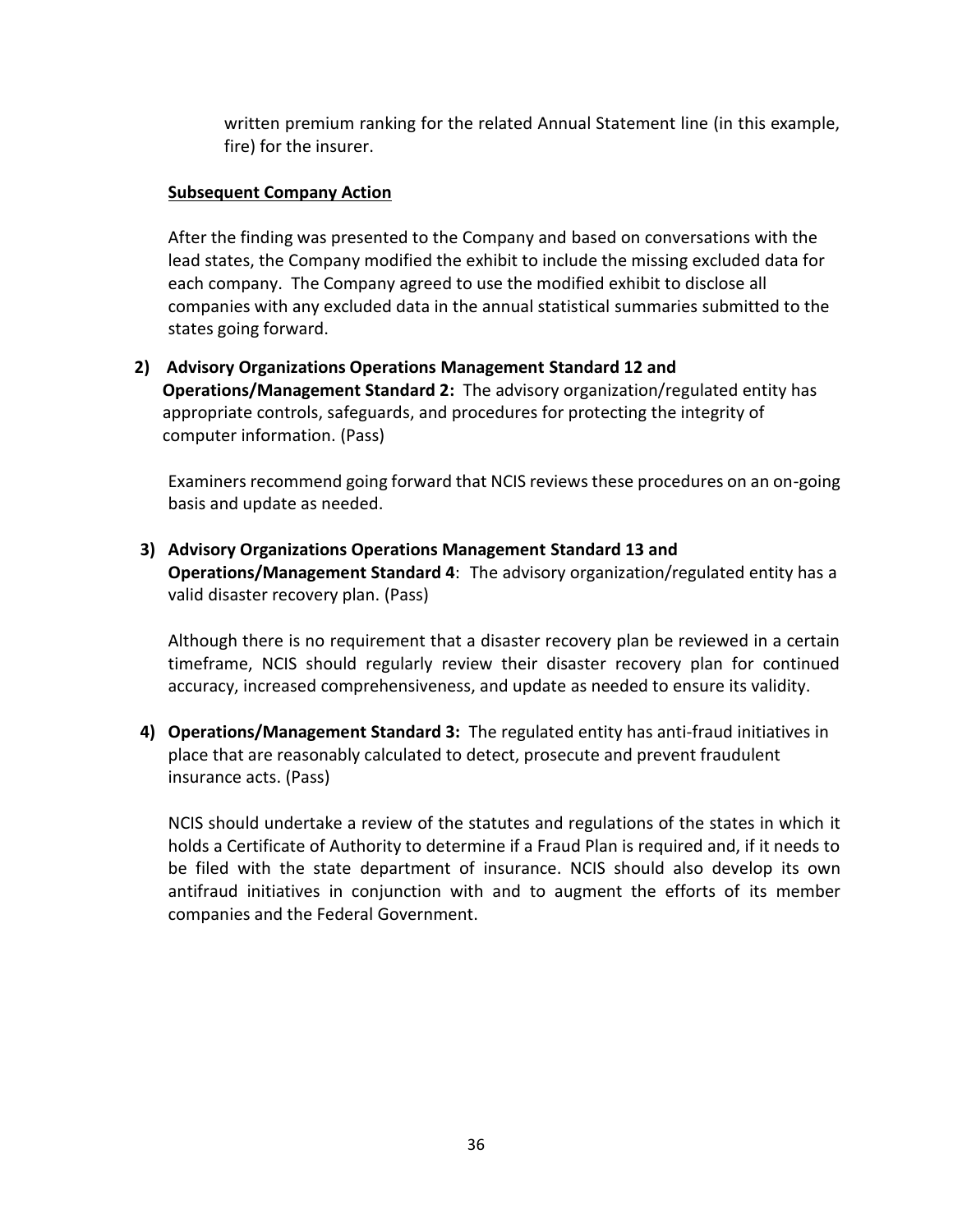written premium ranking for the related Annual Statement line (in this example, fire) for the insurer.

**Subsequent Company Action**

After the finding was presented to the Company and based on conversations with the lead states, the Company modified the exhibit to include the missing excluded data for each company. The Company agreed to use the modified exhibit to disclose all companies with any excluded data in the annual statistical summaries submitted to the states going forward.

2) **Advisory Organizations Operations Management Standard 12 and Operations/Management Standard 2:** The advisory organization/regulated entity has appropriate controls, safeguards, and procedures for protecting the integrity of computer information. (Pass)

   Examiners recommend going forward that NCIS reviews these procedures on an on-going basis and update as needed.

3) **Advisory Organizations Operations Management Standard 13 and Operations/Management Standard 4**: The advisory organization/regulated entity has a valid disaster recovery plan. (Pass)

   Although there is no requirement that a disaster recovery plan be reviewed in a certain timeframe, NCIS should regularly review their disaster recovery plan for continued accuracy, increased comprehensiveness, and update as needed to ensure its validity.

4) **Operations/Management Standard 3:** The regulated entity has anti-fraud initiatives in place that are reasonably calculated to detect, prosecute and prevent fraudulent insurance acts. (Pass)

   NCIS should undertake a review of the statutes and regulations of the states in which it holds a Certificate of Authority to determine if a Fraud Plan is required and, if it needs to be filed with the state department of insurance. NCIS should also develop its own antifraud initiatives in conjunction with and to augment the efforts of its member companies and the Federal Government.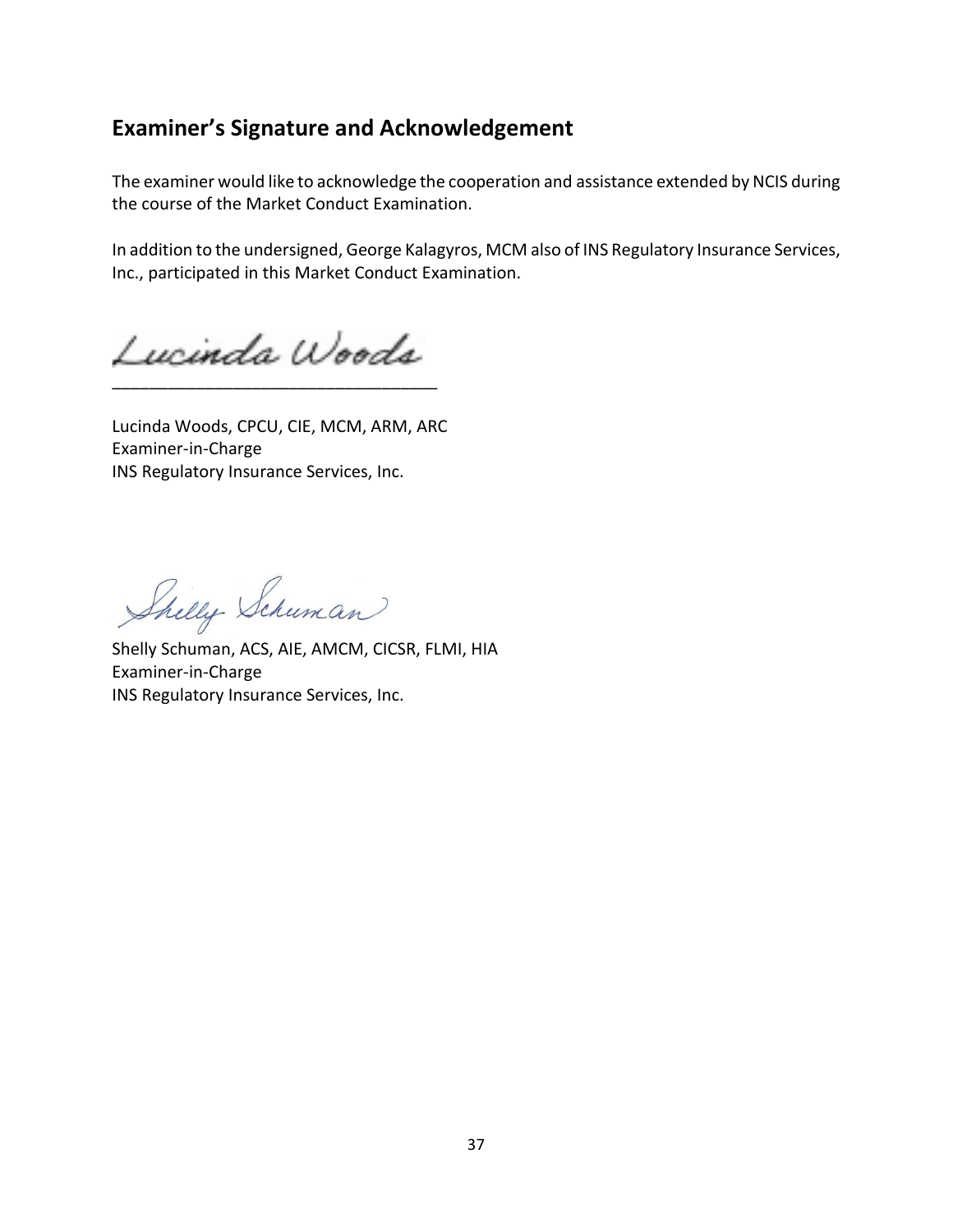## Examiner's Signature and Acknowledgement

The examiner would like to acknowledge the cooperation and assistance extended by NCIS during the course of the Market Conduct Examination.

In addition to the undersigned, George Kalagyros, MCM also of INS Regulatory Insurance Services, Inc., participated in this Market Conduct Examination.

Lucinda Woods

\_\_\_\_\_\_\_\_\_\_\_\_\_\_\_\_\_\_\_\_\_\_\_\_\_\_\_\_\_\_\_\_\_\_

Lucinda Woods, CPCU, CIE, MCM, ARM, ARC
Examiner-in-Charge
INS Regulatory Insurance Services, Inc.

Shelly Schuman

Shelly Schuman, ACS, AIE, AMCM, CICSR, FLMI, HIA
Examiner-in-Charge
INS Regulatory Insurance Services, Inc.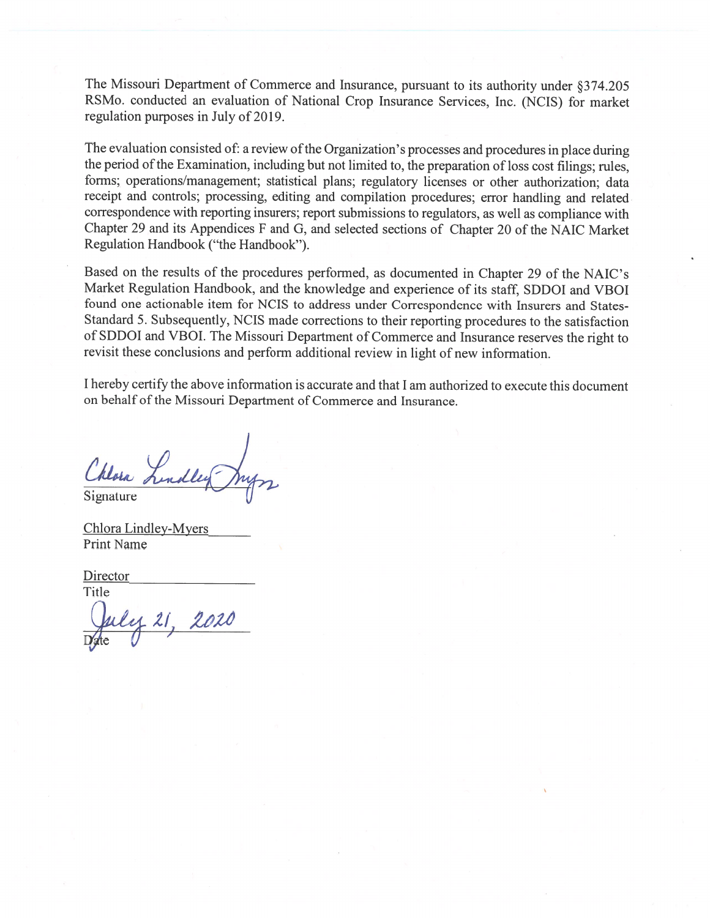The Missouri Department of Commerce and Insurance, pursuant to its authority under §374.205 RSMo. conducted an evaluation of National Crop Insurance Services, Inc. (NCIS) for market regulation purposes in July of 2019.

The evaluation consisted of: a review of the Organization's processes and procedures in place during the period of the Examination, including but not limited to, the preparation of loss cost filings; rules, forms; operations/management; statistical plans; regulatory licenses or other authorization; data receipt and controls; processing, editing and compilation procedures; error handling and related correspondence with reporting insurers; report submissions to regulators, as well as compliance with Chapter 29 and its Appendices F and G, and selected sections of Chapter 20 of the NAIC Market Regulation Handbook ("the Handbook").

Based on the results of the procedures performed, as documented in Chapter 29 of the NAIC's Market Regulation Handbook, and the knowledge and experience of its staff, SDDOI and VBOI found one actionable item for NCIS to address under Correspondence with Insurers and States-Standard 5. Subsequently, NCIS made corrections to their reporting procedures to the satisfaction of SDDOI and VBOI. The Missouri Department of Commerce and Insurance reserves the right to revisit these conclusions and perform additional review in light of new information.

I hereby certify the above information is accurate and that I am authorized to execute this document on behalf of the Missouri Department of Commerce and Insurance.

Chlora Lindley-Myers
Signature

Chlora Lindley-Myers
Print Name

Director
Title

July 21, 2020
Date